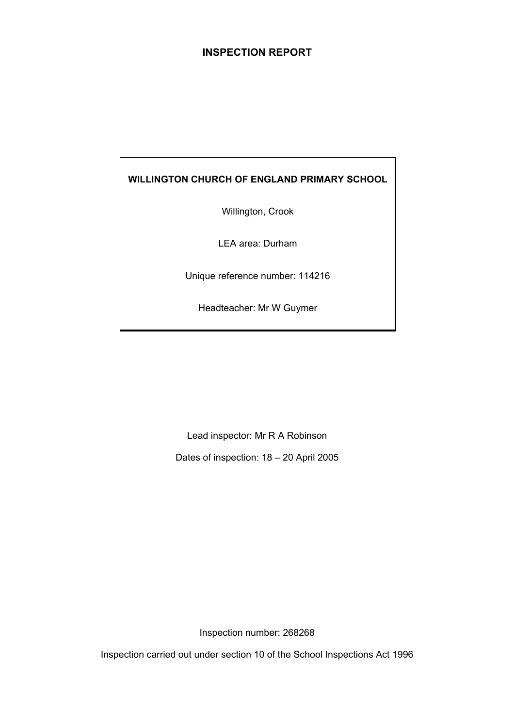# INSPECTION REPORT

**WILLINGTON CHURCH OF ENGLAND PRIMARY SCHOOL**

Willington, Crook

LEA area: Durham

Unique reference number: 114216

Headteacher: Mr W Guymer

Lead inspector: Mr R A Robinson

Dates of inspection: 18 – 20 April 2005

Inspection number: 268268

Inspection carried out under section 10 of the School Inspections Act 1996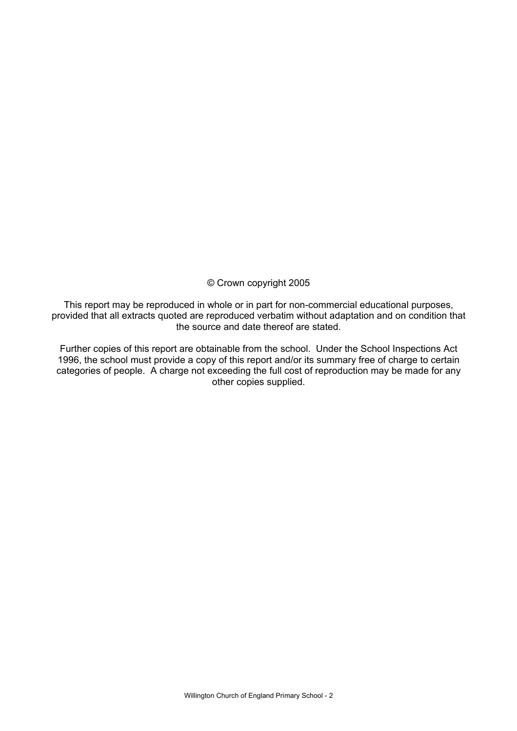© Crown copyright 2005

This report may be reproduced in whole or in part for non-commercial educational purposes, provided that all extracts quoted are reproduced verbatim without adaptation and on condition that the source and date thereof are stated.

Further copies of this report are obtainable from the school. Under the School Inspections Act 1996, the school must provide a copy of this report and/or its summary free of charge to certain categories of people. A charge not exceeding the full cost of reproduction may be made for any other copies supplied.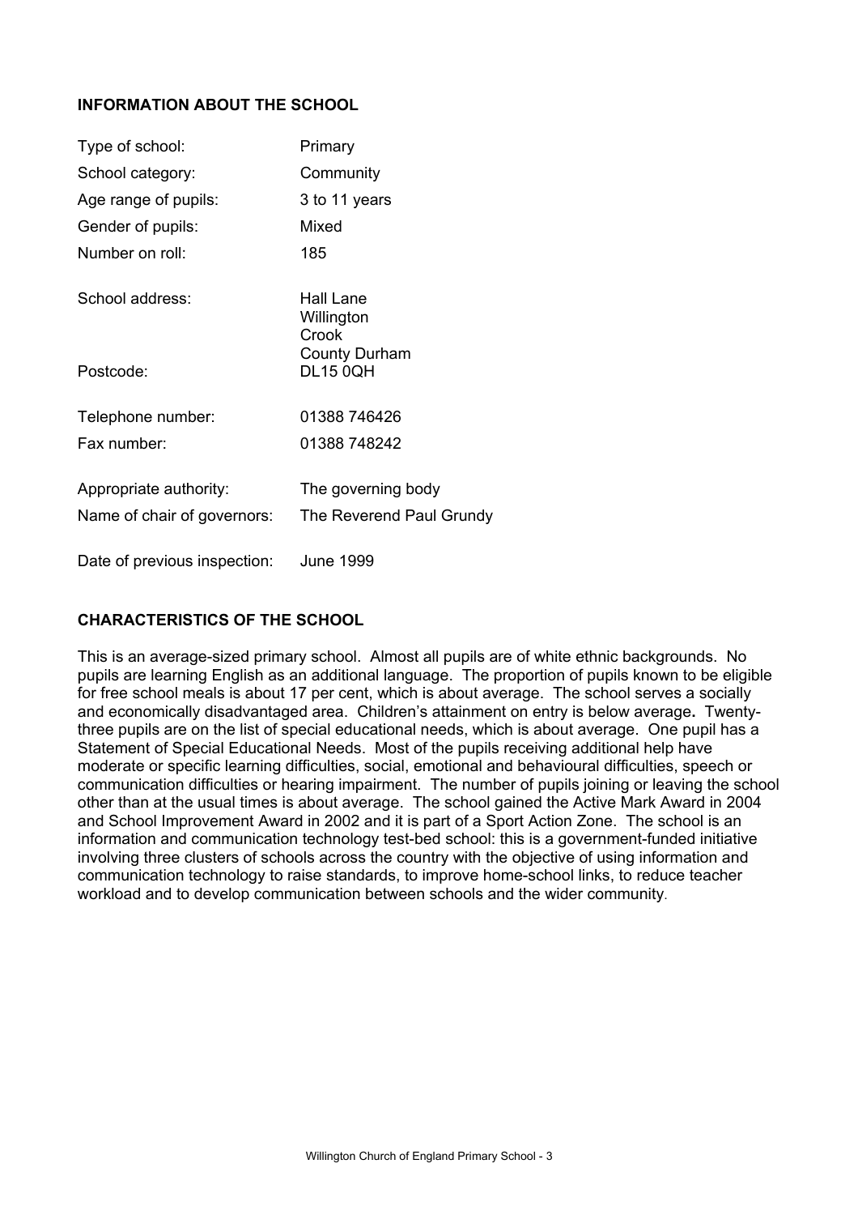## INFORMATION ABOUT THE SCHOOL

| | |
|---|---|
| Type of school: | Primary |
| School category: | Community |
| Age range of pupils: | 3 to 11 years |
| Gender of pupils: | Mixed |
| Number on roll: | 185 |
| School address: | Hall Lane<br>Willington<br>Crook<br>County Durham |
| Postcode: | DL15 0QH |
| Telephone number: | 01388 746426 |
| Fax number: | 01388 748242 |
| Appropriate authority: | The governing body |
| Name of chair of governors: | The Reverend Paul Grundy |
| Date of previous inspection: | June 1999 |

## CHARACTERISTICS OF THE SCHOOL

This is an average-sized primary school. Almost all pupils are of white ethnic backgrounds. No pupils are learning English as an additional language. The proportion of pupils known to be eligible for free school meals is about 17 per cent, which is about average. The school serves a socially and economically disadvantaged area. Children's attainment on entry is below average**.** Twenty-three pupils are on the list of special educational needs, which is about average. One pupil has a Statement of Special Educational Needs. Most of the pupils receiving additional help have moderate or specific learning difficulties, social, emotional and behavioural difficulties, speech or communication difficulties or hearing impairment. The number of pupils joining or leaving the school other than at the usual times is about average. The school gained the Active Mark Award in 2004 and School Improvement Award in 2002 and it is part of a Sport Action Zone. The school is an information and communication technology test-bed school: this is a government-funded initiative involving three clusters of schools across the country with the objective of using information and communication technology to raise standards, to improve home-school links, to reduce teacher workload and to develop communication between schools and the wider community.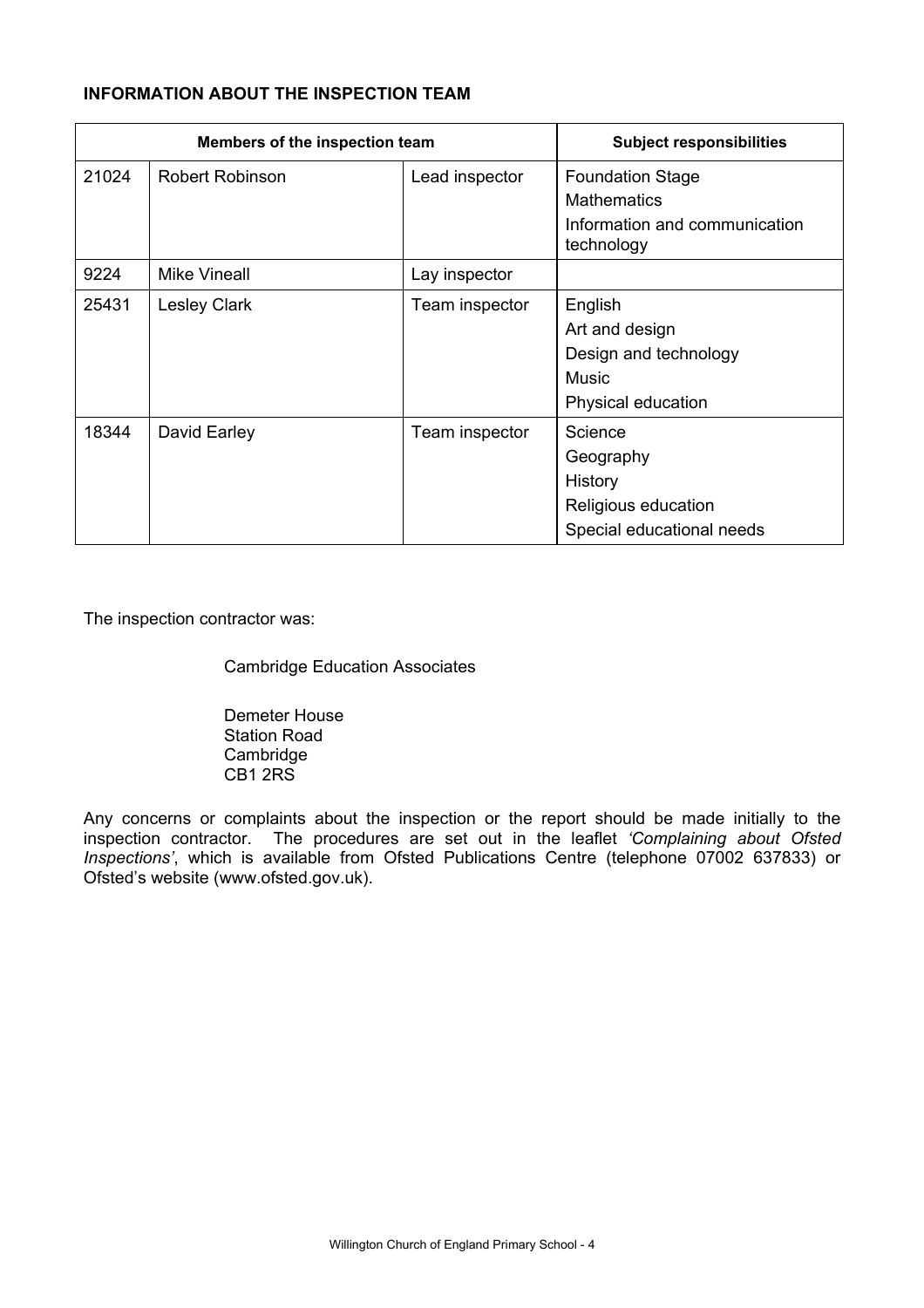**INFORMATION ABOUT THE INSPECTION TEAM**

| Members of the inspection team | | | Subject responsibilities |
|---|---|---|---|
| 21024 | Robert Robinson | Lead inspector | Foundation Stage<br>Mathematics<br>Information and communication technology |
| 9224 | Mike Vineall | Lay inspector | |
| 25431 | Lesley Clark | Team inspector | English<br>Art and design<br>Design and technology<br>Music<br>Physical education |
| 18344 | David Earley | Team inspector | Science<br>Geography<br>History<br>Religious education<br>Special educational needs |

The inspection contractor was:

Cambridge Education Associates

Demeter House
Station Road
Cambridge
CB1 2RS

Any concerns or complaints about the inspection or the report should be made initially to the inspection contractor. The procedures are set out in the leaflet *'Complaining about Ofsted Inspections'*, which is available from Ofsted Publications Centre (telephone 07002 637833) or Ofsted's website (www.ofsted.gov.uk).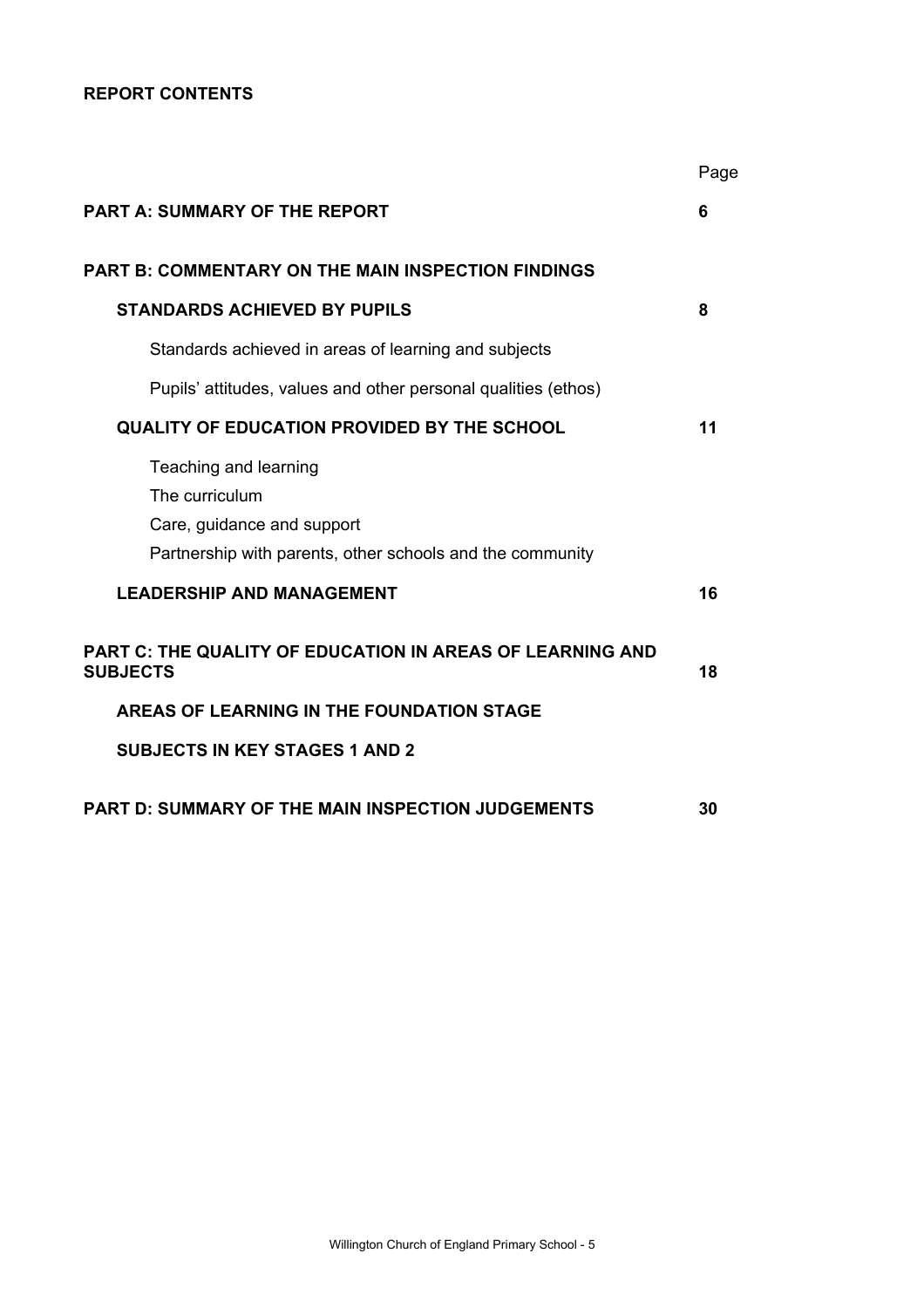**REPORT CONTENTS**

| | Page |
|---|---|
| **PART A: SUMMARY OF THE REPORT** | **6** |
| **PART B: COMMENTARY ON THE MAIN INSPECTION FINDINGS** | |
| **STANDARDS ACHIEVED BY PUPILS** | **8** |
| Standards achieved in areas of learning and subjects | |
| Pupils' attitudes, values and other personal qualities (ethos) | |
| **QUALITY OF EDUCATION PROVIDED BY THE SCHOOL** | **11** |
| Teaching and learning | |
| The curriculum | |
| Care, guidance and support | |
| Partnership with parents, other schools and the community | |
| **LEADERSHIP AND MANAGEMENT** | **16** |
| **PART C: THE QUALITY OF EDUCATION IN AREAS OF LEARNING AND SUBJECTS** | **18** |
| **AREAS OF LEARNING IN THE FOUNDATION STAGE** | |
| **SUBJECTS IN KEY STAGES 1 AND 2** | |
| **PART D: SUMMARY OF THE MAIN INSPECTION JUDGEMENTS** | **30** |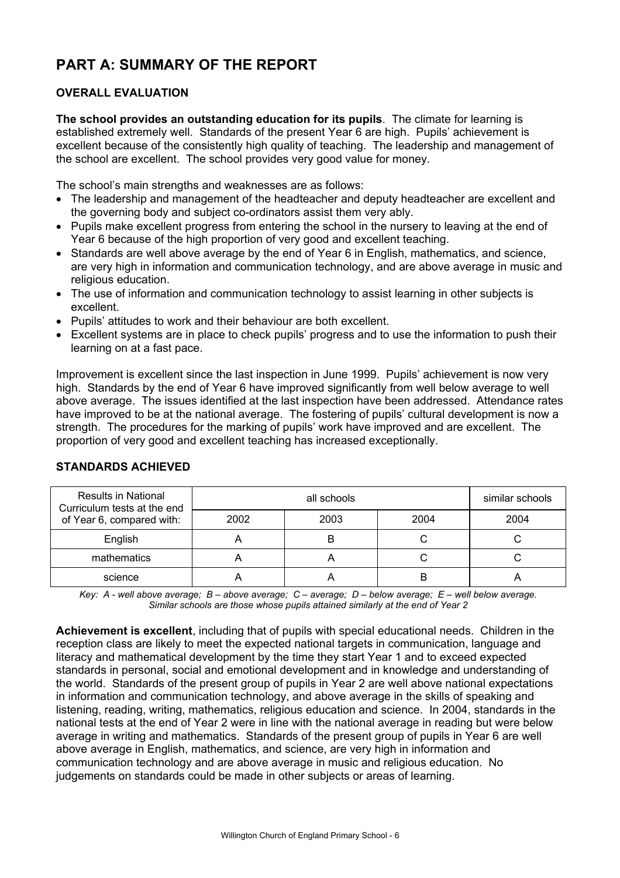# PART A: SUMMARY OF THE REPORT

## OVERALL EVALUATION

**The school provides an outstanding education for its pupils**. The climate for learning is established extremely well. Standards of the present Year 6 are high. Pupils' achievement is excellent because of the consistently high quality of teaching. The leadership and management of the school are excellent. The school provides very good value for money.

The school's main strengths and weaknesses are as follows:

- The leadership and management of the headteacher and deputy headteacher are excellent and the governing body and subject co-ordinators assist them very ably.
- Pupils make excellent progress from entering the school in the nursery to leaving at the end of Year 6 because of the high proportion of very good and excellent teaching.
- Standards are well above average by the end of Year 6 in English, mathematics, and science, are very high in information and communication technology, and are above average in music and religious education.
- The use of information and communication technology to assist learning in other subjects is excellent.
- Pupils' attitudes to work and their behaviour are both excellent.
- Excellent systems are in place to check pupils' progress and to use the information to push their learning on at a fast pace.

Improvement is excellent since the last inspection in June 1999. Pupils' achievement is now very high. Standards by the end of Year 6 have improved significantly from well below average to well above average. The issues identified at the last inspection have been addressed. Attendance rates have improved to be at the national average. The fostering of pupils' cultural development is now a strength. The procedures for the marking of pupils' work have improved and are excellent. The proportion of very good and excellent teaching has increased exceptionally.

## STANDARDS ACHIEVED

| Results in National Curriculum tests at the end of Year 6, compared with: | all schools | | | similar schools |
|---|---|---|---|---|
| | 2002 | 2003 | 2004 | 2004 |
| English | A | B | C | C |
| mathematics | A | A | C | C |
| science | A | A | B | A |

*Key: A - well above average; B – above average; C – average; D – below average; E – well below average. Similar schools are those whose pupils attained similarly at the end of Year 2*

**Achievement is excellent**, including that of pupils with special educational needs. Children in the reception class are likely to meet the expected national targets in communication, language and literacy and mathematical development by the time they start Year 1 and to exceed expected standards in personal, social and emotional development and in knowledge and understanding of the world. Standards of the present group of pupils in Year 2 are well above national expectations in information and communication technology, and above average in the skills of speaking and listening, reading, writing, mathematics, religious education and science. In 2004, standards in the national tests at the end of Year 2 were in line with the national average in reading but were below average in writing and mathematics. Standards of the present group of pupils in Year 6 are well above average in English, mathematics, and science, are very high in information and communication technology and are above average in music and religious education. No judgements on standards could be made in other subjects or areas of learning.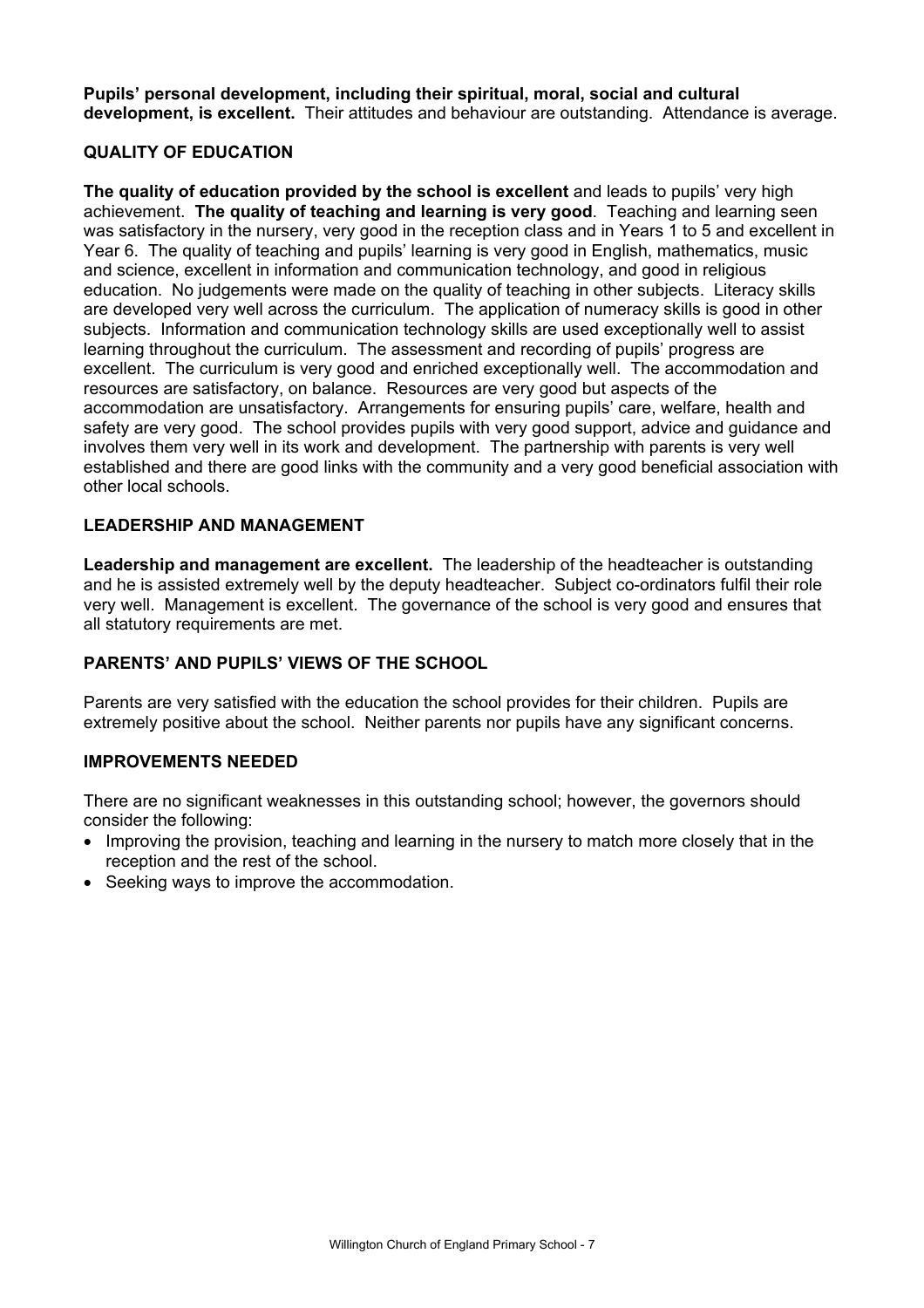**Pupils' personal development, including their spiritual, moral, social and cultural development, is excellent.** Their attitudes and behaviour are outstanding. Attendance is average.

### QUALITY OF EDUCATION

**The quality of education provided by the school is excellent** and leads to pupils' very high achievement. **The quality of teaching and learning is very good**. Teaching and learning seen was satisfactory in the nursery, very good in the reception class and in Years 1 to 5 and excellent in Year 6. The quality of teaching and pupils' learning is very good in English, mathematics, music and science, excellent in information and communication technology, and good in religious education. No judgements were made on the quality of teaching in other subjects. Literacy skills are developed very well across the curriculum. The application of numeracy skills is good in other subjects. Information and communication technology skills are used exceptionally well to assist learning throughout the curriculum. The assessment and recording of pupils' progress are excellent. The curriculum is very good and enriched exceptionally well. The accommodation and resources are satisfactory, on balance. Resources are very good but aspects of the accommodation are unsatisfactory. Arrangements for ensuring pupils' care, welfare, health and safety are very good. The school provides pupils with very good support, advice and guidance and involves them very well in its work and development. The partnership with parents is very well established and there are good links with the community and a very good beneficial association with other local schools.

### LEADERSHIP AND MANAGEMENT

**Leadership and management are excellent.** The leadership of the headteacher is outstanding and he is assisted extremely well by the deputy headteacher. Subject co-ordinators fulfil their role very well. Management is excellent. The governance of the school is very good and ensures that all statutory requirements are met.

### PARENTS' AND PUPILS' VIEWS OF THE SCHOOL

Parents are very satisfied with the education the school provides for their children. Pupils are extremely positive about the school. Neither parents nor pupils have any significant concerns.

### IMPROVEMENTS NEEDED

There are no significant weaknesses in this outstanding school; however, the governors should consider the following:

- Improving the provision, teaching and learning in the nursery to match more closely that in the reception and the rest of the school.
- Seeking ways to improve the accommodation.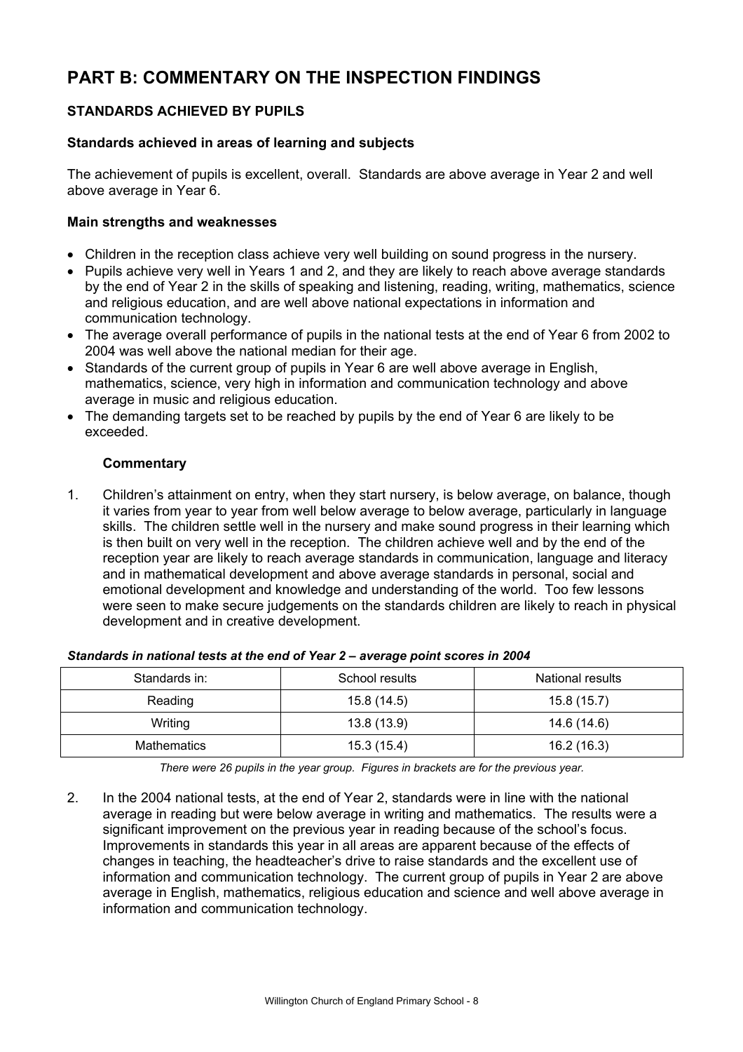# PART B: COMMENTARY ON THE INSPECTION FINDINGS

## STANDARDS ACHIEVED BY PUPILS

### Standards achieved in areas of learning and subjects

The achievement of pupils is excellent, overall. Standards are above average in Year 2 and well above average in Year 6.

### Main strengths and weaknesses

- Children in the reception class achieve very well building on sound progress in the nursery.
- Pupils achieve very well in Years 1 and 2, and they are likely to reach above average standards by the end of Year 2 in the skills of speaking and listening, reading, writing, mathematics, science and religious education, and are well above national expectations in information and communication technology.
- The average overall performance of pupils in the national tests at the end of Year 6 from 2002 to 2004 was well above the national median for their age.
- Standards of the current group of pupils in Year 6 are well above average in English, mathematics, science, very high in information and communication technology and above average in music and religious education.
- The demanding targets set to be reached by pupils by the end of Year 6 are likely to be exceeded.

#### Commentary

1. Children's attainment on entry, when they start nursery, is below average, on balance, though it varies from year to year from well below average to below average, particularly in language skills. The children settle well in the nursery and make sound progress in their learning which is then built on very well in the reception. The children achieve well and by the end of the reception year are likely to reach average standards in communication, language and literacy and in mathematical development and above average standards in personal, social and emotional development and knowledge and understanding of the world. Too few lessons were seen to make secure judgements on the standards children are likely to reach in physical development and in creative development.

***Standards in national tests at the end of Year 2 – average point scores in 2004***

| Standards in: | School results | National results |
|---|---|---|
| Reading | 15.8 (14.5) | 15.8 (15.7) |
| Writing | 13.8 (13.9) | 14.6 (14.6) |
| Mathematics | 15.3 (15.4) | 16.2 (16.3) |

*There were 26 pupils in the year group. Figures in brackets are for the previous year.*

2. In the 2004 national tests, at the end of Year 2, standards were in line with the national average in reading but were below average in writing and mathematics. The results were a significant improvement on the previous year in reading because of the school's focus. Improvements in standards this year in all areas are apparent because of the effects of changes in teaching, the headteacher's drive to raise standards and the excellent use of information and communication technology. The current group of pupils in Year 2 are above average in English, mathematics, religious education and science and well above average in information and communication technology.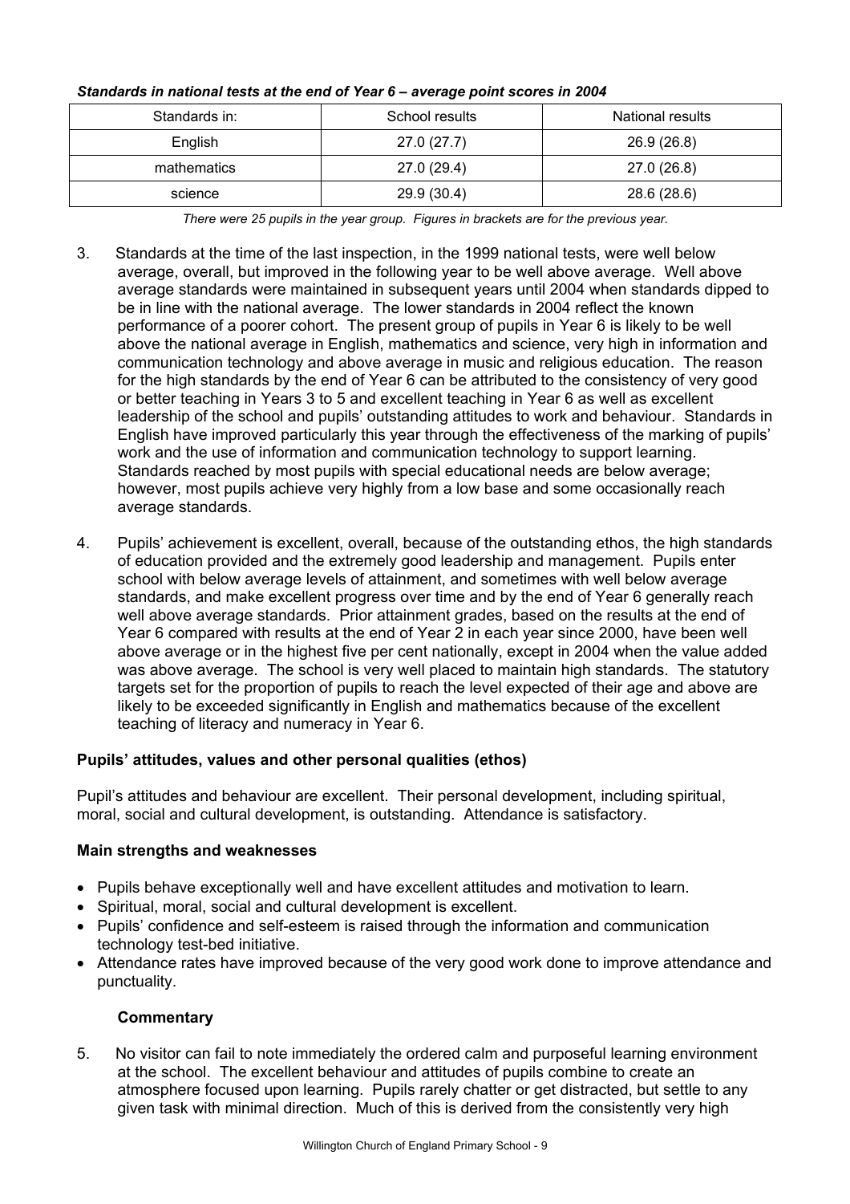***Standards in national tests at the end of Year 6 – average point scores in 2004***

| Standards in: | School results | National results |
|---|---|---|
| English | 27.0 (27.7) | 26.9 (26.8) |
| mathematics | 27.0 (29.4) | 27.0 (26.8) |
| science | 29.9 (30.4) | 28.6 (28.6) |

*There were 25 pupils in the year group. Figures in brackets are for the previous year.*

3. Standards at the time of the last inspection, in the 1999 national tests, were well below average, overall, but improved in the following year to be well above average. Well above average standards were maintained in subsequent years until 2004 when standards dipped to be in line with the national average. The lower standards in 2004 reflect the known performance of a poorer cohort. The present group of pupils in Year 6 is likely to be well above the national average in English, mathematics and science, very high in information and communication technology and above average in music and religious education. The reason for the high standards by the end of Year 6 can be attributed to the consistency of very good or better teaching in Years 3 to 5 and excellent teaching in Year 6 as well as excellent leadership of the school and pupils' outstanding attitudes to work and behaviour. Standards in English have improved particularly this year through the effectiveness of the marking of pupils' work and the use of information and communication technology to support learning. Standards reached by most pupils with special educational needs are below average; however, most pupils achieve very highly from a low base and some occasionally reach average standards.

4. Pupils' achievement is excellent, overall, because of the outstanding ethos, the high standards of education provided and the extremely good leadership and management. Pupils enter school with below average levels of attainment, and sometimes with well below average standards, and make excellent progress over time and by the end of Year 6 generally reach well above average standards. Prior attainment grades, based on the results at the end of Year 6 compared with results at the end of Year 2 in each year since 2000, have been well above average or in the highest five per cent nationally, except in 2004 when the value added was above average. The school is very well placed to maintain high standards. The statutory targets set for the proportion of pupils to reach the level expected of their age and above are likely to be exceeded significantly in English and mathematics because of the excellent teaching of literacy and numeracy in Year 6.

### Pupils' attitudes, values and other personal qualities (ethos)

Pupil's attitudes and behaviour are excellent. Their personal development, including spiritual, moral, social and cultural development, is outstanding. Attendance is satisfactory.

### Main strengths and weaknesses

- Pupils behave exceptionally well and have excellent attitudes and motivation to learn.
- Spiritual, moral, social and cultural development is excellent.
- Pupils' confidence and self-esteem is raised through the information and communication technology test-bed initiative.
- Attendance rates have improved because of the very good work done to improve attendance and punctuality.

#### Commentary

5. No visitor can fail to note immediately the ordered calm and purposeful learning environment at the school. The excellent behaviour and attitudes of pupils combine to create an atmosphere focused upon learning. Pupils rarely chatter or get distracted, but settle to any given task with minimal direction. Much of this is derived from the consistently very high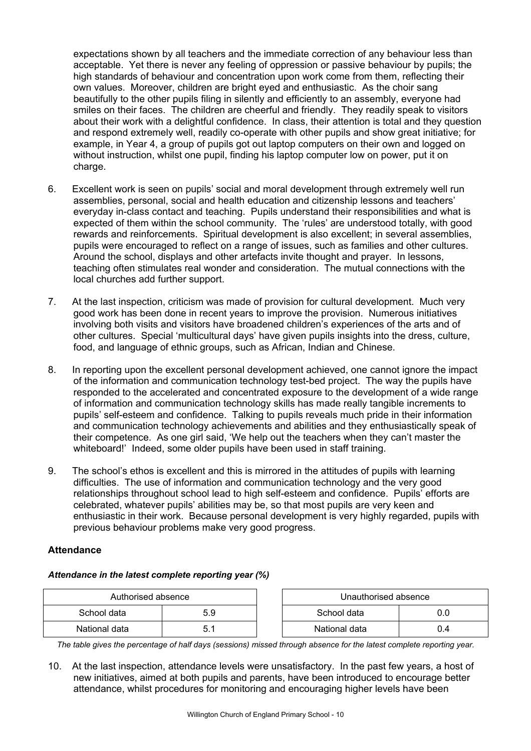expectations shown by all teachers and the immediate correction of any behaviour less than acceptable. Yet there is never any feeling of oppression or passive behaviour by pupils; the high standards of behaviour and concentration upon work come from them, reflecting their own values. Moreover, children are bright eyed and enthusiastic. As the choir sang beautifully to the other pupils filing in silently and efficiently to an assembly, everyone had smiles on their faces. The children are cheerful and friendly. They readily speak to visitors about their work with a delightful confidence. In class, their attention is total and they question and respond extremely well, readily co-operate with other pupils and show great initiative; for example, in Year 4, a group of pupils got out laptop computers on their own and logged on without instruction, whilst one pupil, finding his laptop computer low on power, put it on charge.

6. Excellent work is seen on pupils' social and moral development through extremely well run assemblies, personal, social and health education and citizenship lessons and teachers' everyday in-class contact and teaching. Pupils understand their responsibilities and what is expected of them within the school community. The 'rules' are understood totally, with good rewards and reinforcements. Spiritual development is also excellent; in several assemblies, pupils were encouraged to reflect on a range of issues, such as families and other cultures. Around the school, displays and other artefacts invite thought and prayer. In lessons, teaching often stimulates real wonder and consideration. The mutual connections with the local churches add further support.

7. At the last inspection, criticism was made of provision for cultural development. Much very good work has been done in recent years to improve the provision. Numerous initiatives involving both visits and visitors have broadened children's experiences of the arts and of other cultures. Special 'multicultural days' have given pupils insights into the dress, culture, food, and language of ethnic groups, such as African, Indian and Chinese.

8. In reporting upon the excellent personal development achieved, one cannot ignore the impact of the information and communication technology test-bed project. The way the pupils have responded to the accelerated and concentrated exposure to the development of a wide range of information and communication technology skills has made really tangible increments to pupils' self-esteem and confidence. Talking to pupils reveals much pride in their information and communication technology achievements and abilities and they enthusiastically speak of their competence. As one girl said, 'We help out the teachers when they can't master the whiteboard!' Indeed, some older pupils have been used in staff training.

9. The school's ethos is excellent and this is mirrored in the attitudes of pupils with learning difficulties. The use of information and communication technology and the very good relationships throughout school lead to high self-esteem and confidence. Pupils' efforts are celebrated, whatever pupils' abilities may be, so that most pupils are very keen and enthusiastic in their work. Because personal development is very highly regarded, pupils with previous behaviour problems make very good progress.

### Attendance

***Attendance in the latest complete reporting year (%)***

| Authorised absence | |
|---|---|
| School data | 5.9 |
| National data | 5.1 |

| Unauthorised absence | |
|---|---|
| School data | 0.0 |
| National data | 0.4 |

*The table gives the percentage of half days (sessions) missed through absence for the latest complete reporting year.*

10. At the last inspection, attendance levels were unsatisfactory. In the past few years, a host of new initiatives, aimed at both pupils and parents, have been introduced to encourage better attendance, whilst procedures for monitoring and encouraging higher levels have been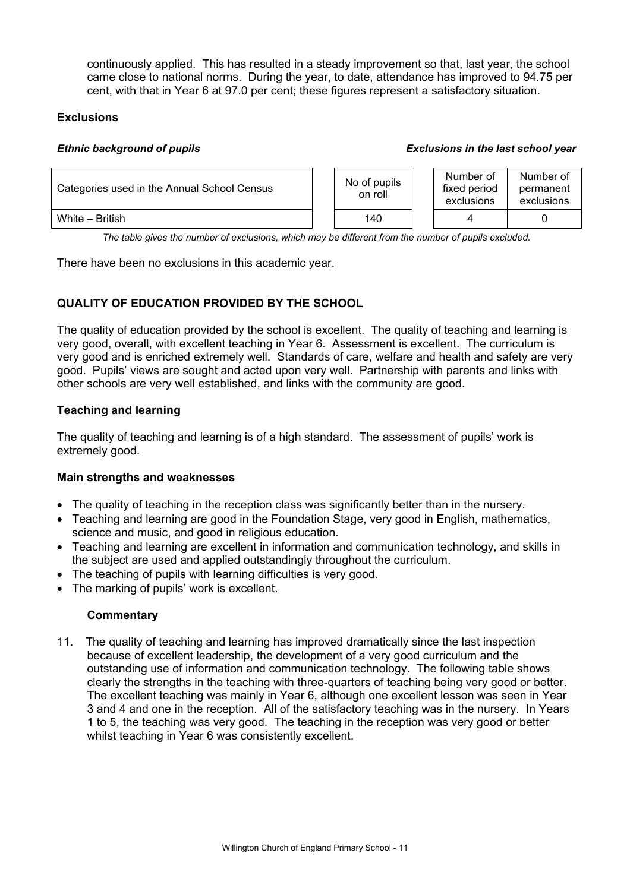continuously applied. This has resulted in a steady improvement so that, last year, the school came close to national norms. During the year, to date, attendance has improved to 94.75 per cent, with that in Year 6 at 97.0 per cent; these figures represent a satisfactory situation.

### Exclusions

*Ethnic background of pupils* *Exclusions in the last school year*

| Categories used in the Annual School Census | No of pupils on roll | Number of fixed period exclusions | Number of permanent exclusions |
|---|---|---|---|
| White – British | 140 | 4 | 0 |

*The table gives the number of exclusions, which may be different from the number of pupils excluded.*

There have been no exclusions in this academic year.

## QUALITY OF EDUCATION PROVIDED BY THE SCHOOL

The quality of education provided by the school is excellent. The quality of teaching and learning is very good, overall, with excellent teaching in Year 6. Assessment is excellent. The curriculum is very good and is enriched extremely well. Standards of care, welfare and health and safety are very good. Pupils' views are sought and acted upon very well. Partnership with parents and links with other schools are very well established, and links with the community are good.

### Teaching and learning

The quality of teaching and learning is of a high standard. The assessment of pupils' work is extremely good.

### Main strengths and weaknesses

- The quality of teaching in the reception class was significantly better than in the nursery.
- Teaching and learning are good in the Foundation Stage, very good in English, mathematics, science and music, and good in religious education.
- Teaching and learning are excellent in information and communication technology, and skills in the subject are used and applied outstandingly throughout the curriculum.
- The teaching of pupils with learning difficulties is very good.
- The marking of pupils' work is excellent.

### Commentary

11. The quality of teaching and learning has improved dramatically since the last inspection because of excellent leadership, the development of a very good curriculum and the outstanding use of information and communication technology. The following table shows clearly the strengths in the teaching with three-quarters of teaching being very good or better. The excellent teaching was mainly in Year 6, although one excellent lesson was seen in Year 3 and 4 and one in the reception. All of the satisfactory teaching was in the nursery. In Years 1 to 5, the teaching was very good. The teaching in the reception was very good or better whilst teaching in Year 6 was consistently excellent.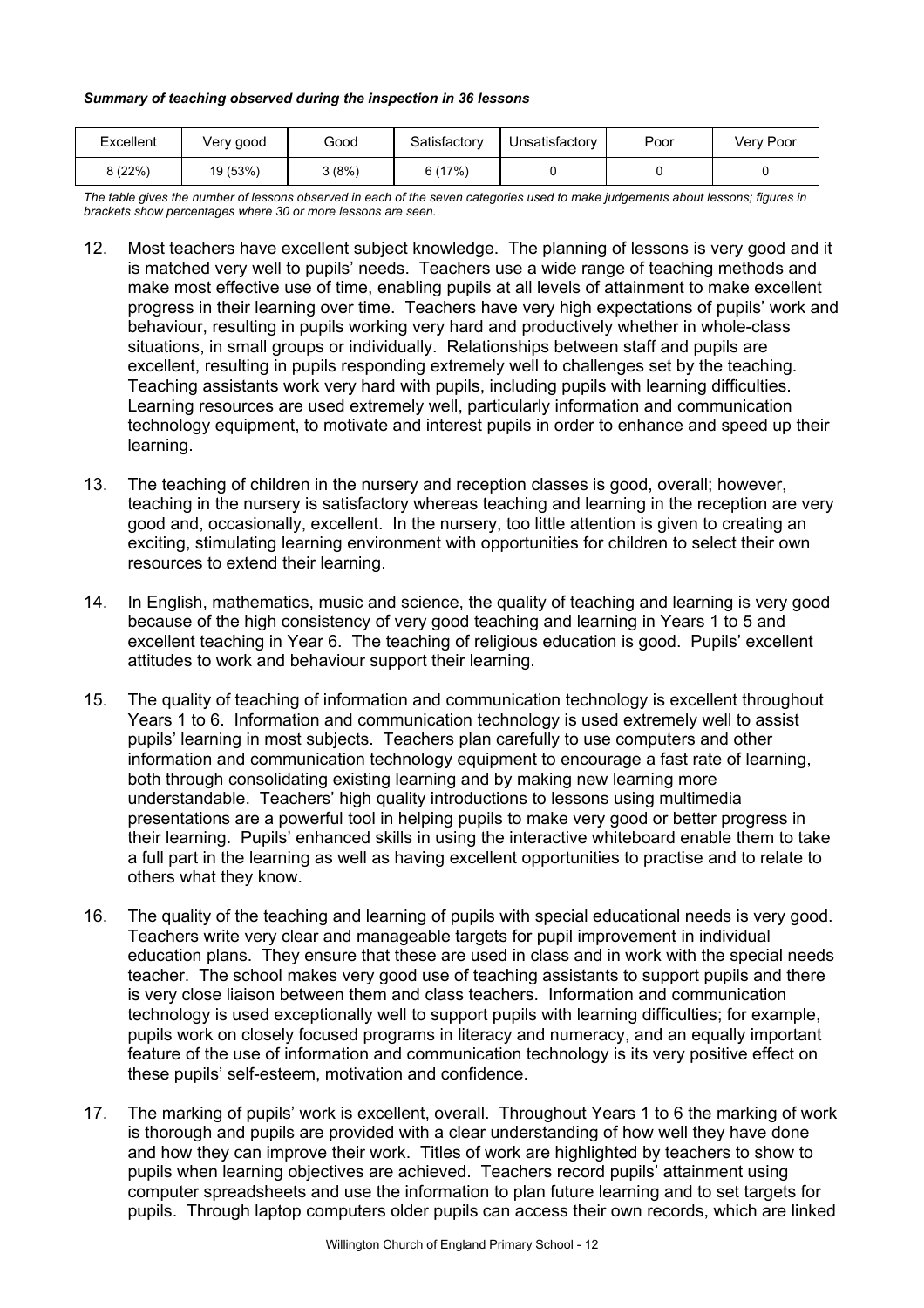***Summary of teaching observed during the inspection in 36 lessons***

| Excellent | Very good | Good | Satisfactory | Unsatisfactory | Poor | Very Poor |
|---|---|---|---|---|---|---|
| 8 (22%) | 19 (53%) | 3 (8%) | 6 (17%) | 0 | 0 | 0 |

*The table gives the number of lessons observed in each of the seven categories used to make judgements about lessons; figures in brackets show percentages where 30 or more lessons are seen.*

12. Most teachers have excellent subject knowledge. The planning of lessons is very good and it is matched very well to pupils' needs. Teachers use a wide range of teaching methods and make most effective use of time, enabling pupils at all levels of attainment to make excellent progress in their learning over time. Teachers have very high expectations of pupils' work and behaviour, resulting in pupils working very hard and productively whether in whole-class situations, in small groups or individually. Relationships between staff and pupils are excellent, resulting in pupils responding extremely well to challenges set by the teaching. Teaching assistants work very hard with pupils, including pupils with learning difficulties. Learning resources are used extremely well, particularly information and communication technology equipment, to motivate and interest pupils in order to enhance and speed up their learning.

13. The teaching of children in the nursery and reception classes is good, overall; however, teaching in the nursery is satisfactory whereas teaching and learning in the reception are very good and, occasionally, excellent. In the nursery, too little attention is given to creating an exciting, stimulating learning environment with opportunities for children to select their own resources to extend their learning.

14. In English, mathematics, music and science, the quality of teaching and learning is very good because of the high consistency of very good teaching and learning in Years 1 to 5 and excellent teaching in Year 6. The teaching of religious education is good. Pupils' excellent attitudes to work and behaviour support their learning.

15. The quality of teaching of information and communication technology is excellent throughout Years 1 to 6. Information and communication technology is used extremely well to assist pupils' learning in most subjects. Teachers plan carefully to use computers and other information and communication technology equipment to encourage a fast rate of learning, both through consolidating existing learning and by making new learning more understandable. Teachers' high quality introductions to lessons using multimedia presentations are a powerful tool in helping pupils to make very good or better progress in their learning. Pupils' enhanced skills in using the interactive whiteboard enable them to take a full part in the learning as well as having excellent opportunities to practise and to relate to others what they know.

16. The quality of the teaching and learning of pupils with special educational needs is very good. Teachers write very clear and manageable targets for pupil improvement in individual education plans. They ensure that these are used in class and in work with the special needs teacher. The school makes very good use of teaching assistants to support pupils and there is very close liaison between them and class teachers. Information and communication technology is used exceptionally well to support pupils with learning difficulties; for example, pupils work on closely focused programs in literacy and numeracy, and an equally important feature of the use of information and communication technology is its very positive effect on these pupils' self-esteem, motivation and confidence.

17. The marking of pupils' work is excellent, overall. Throughout Years 1 to 6 the marking of work is thorough and pupils are provided with a clear understanding of how well they have done and how they can improve their work. Titles of work are highlighted by teachers to show to pupils when learning objectives are achieved. Teachers record pupils' attainment using computer spreadsheets and use the information to plan future learning and to set targets for pupils. Through laptop computers older pupils can access their own records, which are linked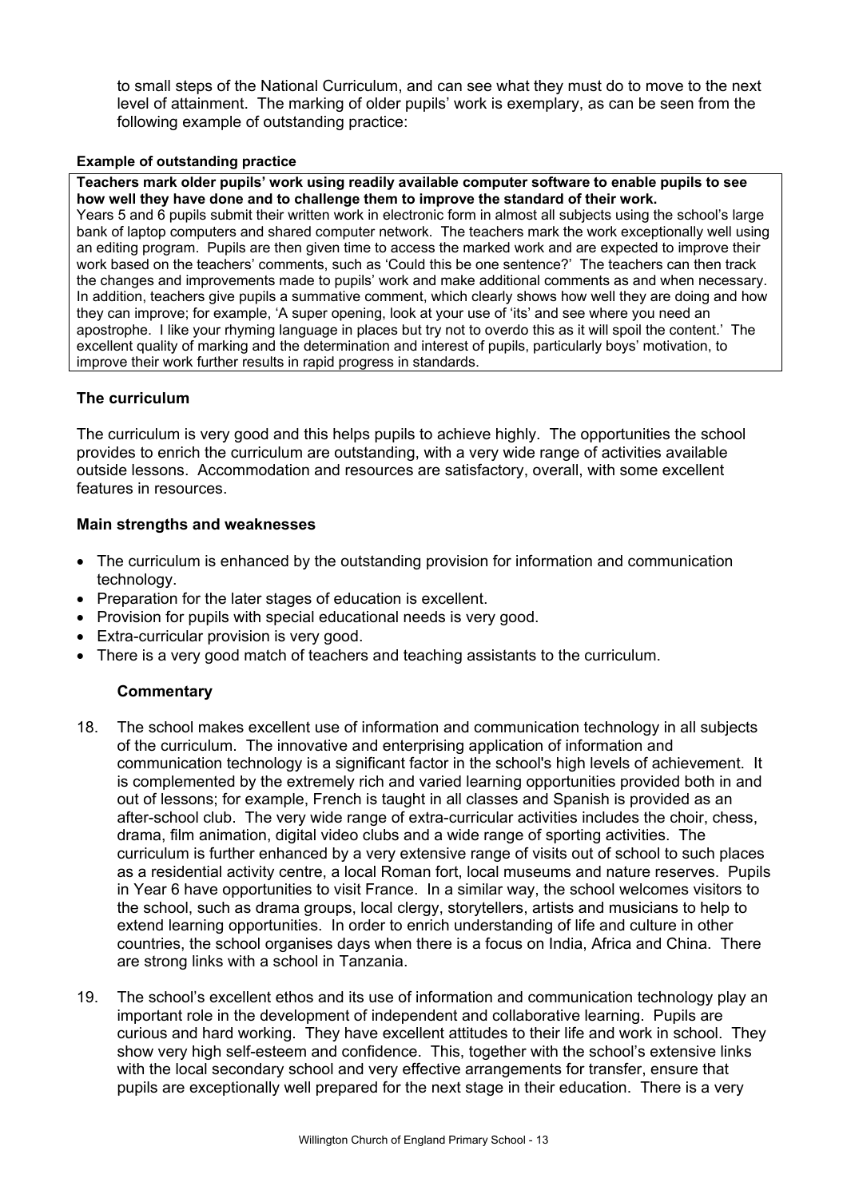to small steps of the National Curriculum, and can see what they must do to move to the next level of attainment. The marking of older pupils' work is exemplary, as can be seen from the following example of outstanding practice:

**Example of outstanding practice**

**Teachers mark older pupils' work using readily available computer software to enable pupils to see how well they have done and to challenge them to improve the standard of their work.**

Years 5 and 6 pupils submit their written work in electronic form in almost all subjects using the school's large bank of laptop computers and shared computer network. The teachers mark the work exceptionally well using an editing program. Pupils are then given time to access the marked work and are expected to improve their work based on the teachers' comments, such as 'Could this be one sentence?' The teachers can then track the changes and improvements made to pupils' work and make additional comments as and when necessary. In addition, teachers give pupils a summative comment, which clearly shows how well they are doing and how they can improve; for example, 'A super opening, look at your use of 'its' and see where you need an apostrophe. I like your rhyming language in places but try not to overdo this as it will spoil the content.' The excellent quality of marking and the determination and interest of pupils, particularly boys' motivation, to improve their work further results in rapid progress in standards.

### The curriculum

The curriculum is very good and this helps pupils to achieve highly. The opportunities the school provides to enrich the curriculum are outstanding, with a very wide range of activities available outside lessons. Accommodation and resources are satisfactory, overall, with some excellent features in resources.

#### Main strengths and weaknesses

- The curriculum is enhanced by the outstanding provision for information and communication technology.
- Preparation for the later stages of education is excellent.
- Provision for pupils with special educational needs is very good.
- Extra-curricular provision is very good.
- There is a very good match of teachers and teaching assistants to the curriculum.

#### Commentary

18. The school makes excellent use of information and communication technology in all subjects of the curriculum. The innovative and enterprising application of information and communication technology is a significant factor in the school's high levels of achievement. It is complemented by the extremely rich and varied learning opportunities provided both in and out of lessons; for example, French is taught in all classes and Spanish is provided as an after-school club. The very wide range of extra-curricular activities includes the choir, chess, drama, film animation, digital video clubs and a wide range of sporting activities. The curriculum is further enhanced by a very extensive range of visits out of school to such places as a residential activity centre, a local Roman fort, local museums and nature reserves. Pupils in Year 6 have opportunities to visit France. In a similar way, the school welcomes visitors to the school, such as drama groups, local clergy, storytellers, artists and musicians to help to extend learning opportunities. In order to enrich understanding of life and culture in other countries, the school organises days when there is a focus on India, Africa and China. There are strong links with a school in Tanzania.

19. The school's excellent ethos and its use of information and communication technology play an important role in the development of independent and collaborative learning. Pupils are curious and hard working. They have excellent attitudes to their life and work in school. They show very high self-esteem and confidence. This, together with the school's extensive links with the local secondary school and very effective arrangements for transfer, ensure that pupils are exceptionally well prepared for the next stage in their education. There is a very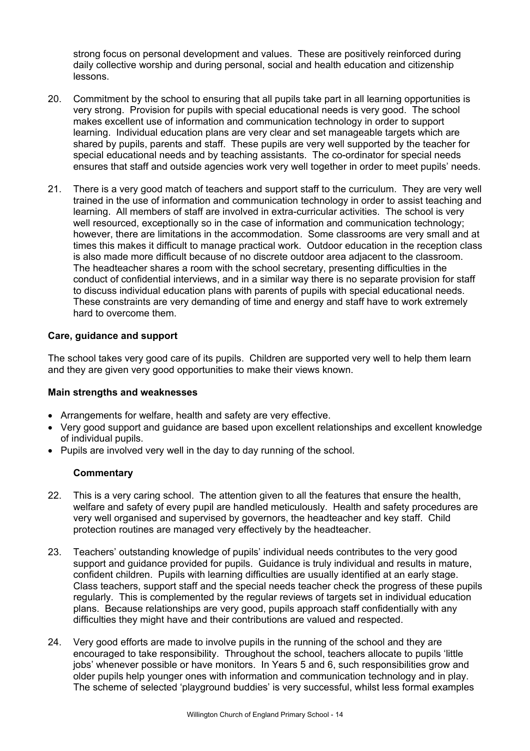strong focus on personal development and values. These are positively reinforced during daily collective worship and during personal, social and health education and citizenship lessons.

20. Commitment by the school to ensuring that all pupils take part in all learning opportunities is very strong. Provision for pupils with special educational needs is very good. The school makes excellent use of information and communication technology in order to support learning. Individual education plans are very clear and set manageable targets which are shared by pupils, parents and staff. These pupils are very well supported by the teacher for special educational needs and by teaching assistants. The co-ordinator for special needs ensures that staff and outside agencies work very well together in order to meet pupils' needs.

21. There is a very good match of teachers and support staff to the curriculum. They are very well trained in the use of information and communication technology in order to assist teaching and learning. All members of staff are involved in extra-curricular activities. The school is very well resourced, exceptionally so in the case of information and communication technology; however, there are limitations in the accommodation. Some classrooms are very small and at times this makes it difficult to manage practical work. Outdoor education in the reception class is also made more difficult because of no discrete outdoor area adjacent to the classroom. The headteacher shares a room with the school secretary, presenting difficulties in the conduct of confidential interviews, and in a similar way there is no separate provision for staff to discuss individual education plans with parents of pupils with special educational needs. These constraints are very demanding of time and energy and staff have to work extremely hard to overcome them.

### Care, guidance and support

The school takes very good care of its pupils. Children are supported very well to help them learn and they are given very good opportunities to make their views known.

### Main strengths and weaknesses

- Arrangements for welfare, health and safety are very effective.
- Very good support and guidance are based upon excellent relationships and excellent knowledge of individual pupils.
- Pupils are involved very well in the day to day running of the school.

#### Commentary

22. This is a very caring school. The attention given to all the features that ensure the health, welfare and safety of every pupil are handled meticulously. Health and safety procedures are very well organised and supervised by governors, the headteacher and key staff. Child protection routines are managed very effectively by the headteacher.

23. Teachers' outstanding knowledge of pupils' individual needs contributes to the very good support and guidance provided for pupils. Guidance is truly individual and results in mature, confident children. Pupils with learning difficulties are usually identified at an early stage. Class teachers, support staff and the special needs teacher check the progress of these pupils regularly. This is complemented by the regular reviews of targets set in individual education plans. Because relationships are very good, pupils approach staff confidentially with any difficulties they might have and their contributions are valued and respected.

24. Very good efforts are made to involve pupils in the running of the school and they are encouraged to take responsibility. Throughout the school, teachers allocate to pupils 'little jobs' whenever possible or have monitors. In Years 5 and 6, such responsibilities grow and older pupils help younger ones with information and communication technology and in play. The scheme of selected 'playground buddies' is very successful, whilst less formal examples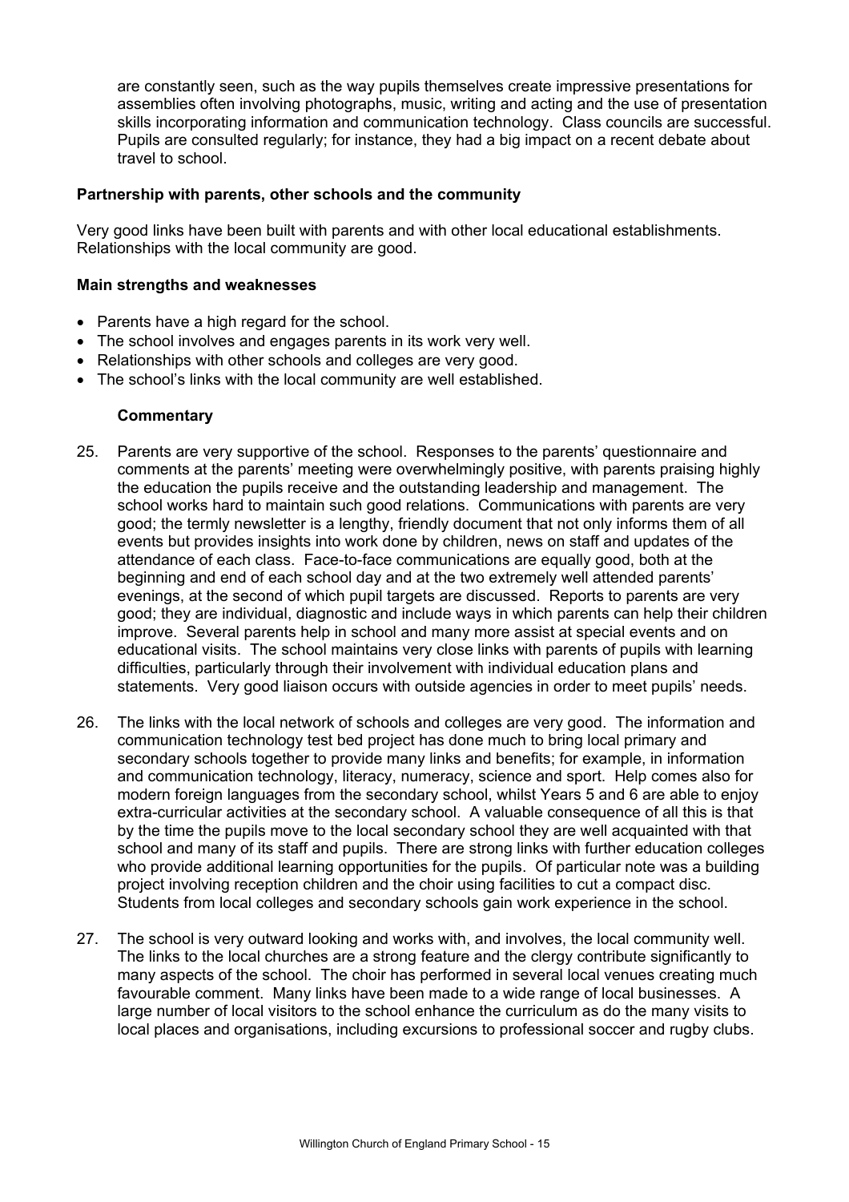are constantly seen, such as the way pupils themselves create impressive presentations for assemblies often involving photographs, music, writing and acting and the use of presentation skills incorporating information and communication technology. Class councils are successful. Pupils are consulted regularly; for instance, they had a big impact on a recent debate about travel to school.

**Partnership with parents, other schools and the community**

Very good links have been built with parents and with other local educational establishments. Relationships with the local community are good.

**Main strengths and weaknesses**

- Parents have a high regard for the school.
- The school involves and engages parents in its work very well.
- Relationships with other schools and colleges are very good.
- The school's links with the local community are well established.

**Commentary**

25. Parents are very supportive of the school. Responses to the parents' questionnaire and comments at the parents' meeting were overwhelmingly positive, with parents praising highly the education the pupils receive and the outstanding leadership and management. The school works hard to maintain such good relations. Communications with parents are very good; the termly newsletter is a lengthy, friendly document that not only informs them of all events but provides insights into work done by children, news on staff and updates of the attendance of each class. Face-to-face communications are equally good, both at the beginning and end of each school day and at the two extremely well attended parents' evenings, at the second of which pupil targets are discussed. Reports to parents are very good; they are individual, diagnostic and include ways in which parents can help their children improve. Several parents help in school and many more assist at special events and on educational visits. The school maintains very close links with parents of pupils with learning difficulties, particularly through their involvement with individual education plans and statements. Very good liaison occurs with outside agencies in order to meet pupils' needs.

26. The links with the local network of schools and colleges are very good. The information and communication technology test bed project has done much to bring local primary and secondary schools together to provide many links and benefits; for example, in information and communication technology, literacy, numeracy, science and sport. Help comes also for modern foreign languages from the secondary school, whilst Years 5 and 6 are able to enjoy extra-curricular activities at the secondary school. A valuable consequence of all this is that by the time the pupils move to the local secondary school they are well acquainted with that school and many of its staff and pupils. There are strong links with further education colleges who provide additional learning opportunities for the pupils. Of particular note was a building project involving reception children and the choir using facilities to cut a compact disc. Students from local colleges and secondary schools gain work experience in the school.

27. The school is very outward looking and works with, and involves, the local community well. The links to the local churches are a strong feature and the clergy contribute significantly to many aspects of the school. The choir has performed in several local venues creating much favourable comment. Many links have been made to a wide range of local businesses. A large number of local visitors to the school enhance the curriculum as do the many visits to local places and organisations, including excursions to professional soccer and rugby clubs.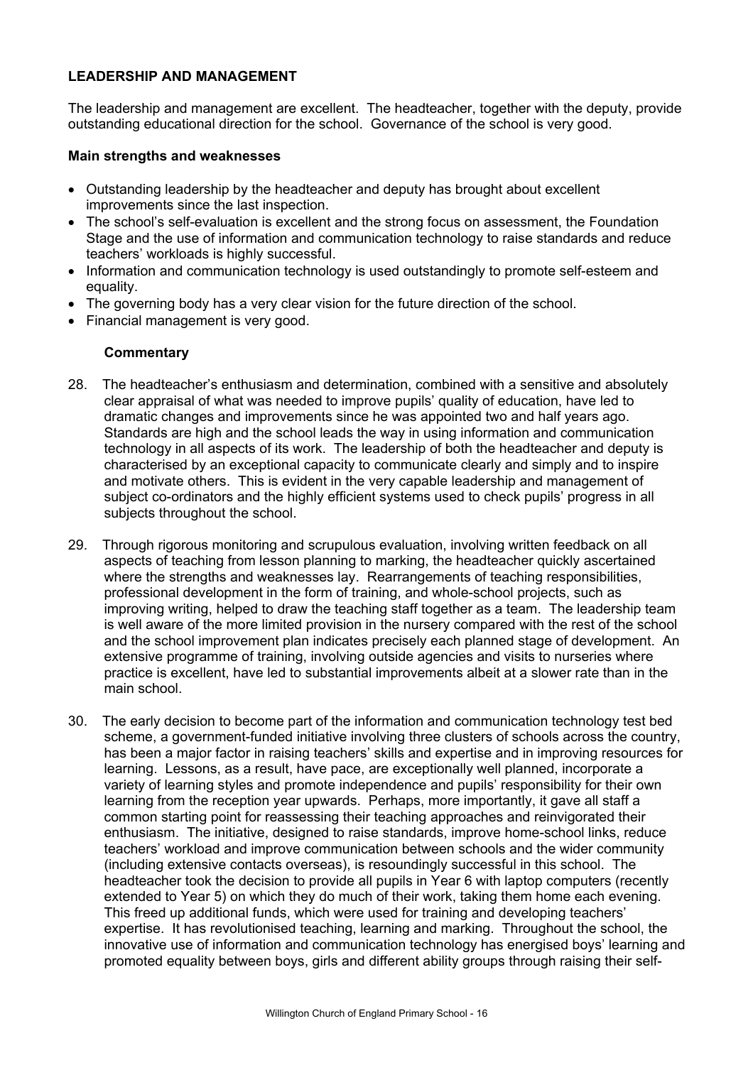## LEADERSHIP AND MANAGEMENT

The leadership and management are excellent. The headteacher, together with the deputy, provide outstanding educational direction for the school. Governance of the school is very good.

### Main strengths and weaknesses

- Outstanding leadership by the headteacher and deputy has brought about excellent improvements since the last inspection.
- The school's self-evaluation is excellent and the strong focus on assessment, the Foundation Stage and the use of information and communication technology to raise standards and reduce teachers' workloads is highly successful.
- Information and communication technology is used outstandingly to promote self-esteem and equality.
- The governing body has a very clear vision for the future direction of the school.
- Financial management is very good.

### Commentary

28. The headteacher's enthusiasm and determination, combined with a sensitive and absolutely clear appraisal of what was needed to improve pupils' quality of education, have led to dramatic changes and improvements since he was appointed two and half years ago. Standards are high and the school leads the way in using information and communication technology in all aspects of its work. The leadership of both the headteacher and deputy is characterised by an exceptional capacity to communicate clearly and simply and to inspire and motivate others. This is evident in the very capable leadership and management of subject co-ordinators and the highly efficient systems used to check pupils' progress in all subjects throughout the school.

29. Through rigorous monitoring and scrupulous evaluation, involving written feedback on all aspects of teaching from lesson planning to marking, the headteacher quickly ascertained where the strengths and weaknesses lay. Rearrangements of teaching responsibilities, professional development in the form of training, and whole-school projects, such as improving writing, helped to draw the teaching staff together as a team. The leadership team is well aware of the more limited provision in the nursery compared with the rest of the school and the school improvement plan indicates precisely each planned stage of development. An extensive programme of training, involving outside agencies and visits to nurseries where practice is excellent, have led to substantial improvements albeit at a slower rate than in the main school.

30. The early decision to become part of the information and communication technology test bed scheme, a government-funded initiative involving three clusters of schools across the country, has been a major factor in raising teachers' skills and expertise and in improving resources for learning. Lessons, as a result, have pace, are exceptionally well planned, incorporate a variety of learning styles and promote independence and pupils' responsibility for their own learning from the reception year upwards. Perhaps, more importantly, it gave all staff a common starting point for reassessing their teaching approaches and reinvigorated their enthusiasm. The initiative, designed to raise standards, improve home-school links, reduce teachers' workload and improve communication between schools and the wider community (including extensive contacts overseas), is resoundingly successful in this school. The headteacher took the decision to provide all pupils in Year 6 with laptop computers (recently extended to Year 5) on which they do much of their work, taking them home each evening. This freed up additional funds, which were used for training and developing teachers' expertise. It has revolutionised teaching, learning and marking. Throughout the school, the innovative use of information and communication technology has energised boys' learning and promoted equality between boys, girls and different ability groups through raising their self-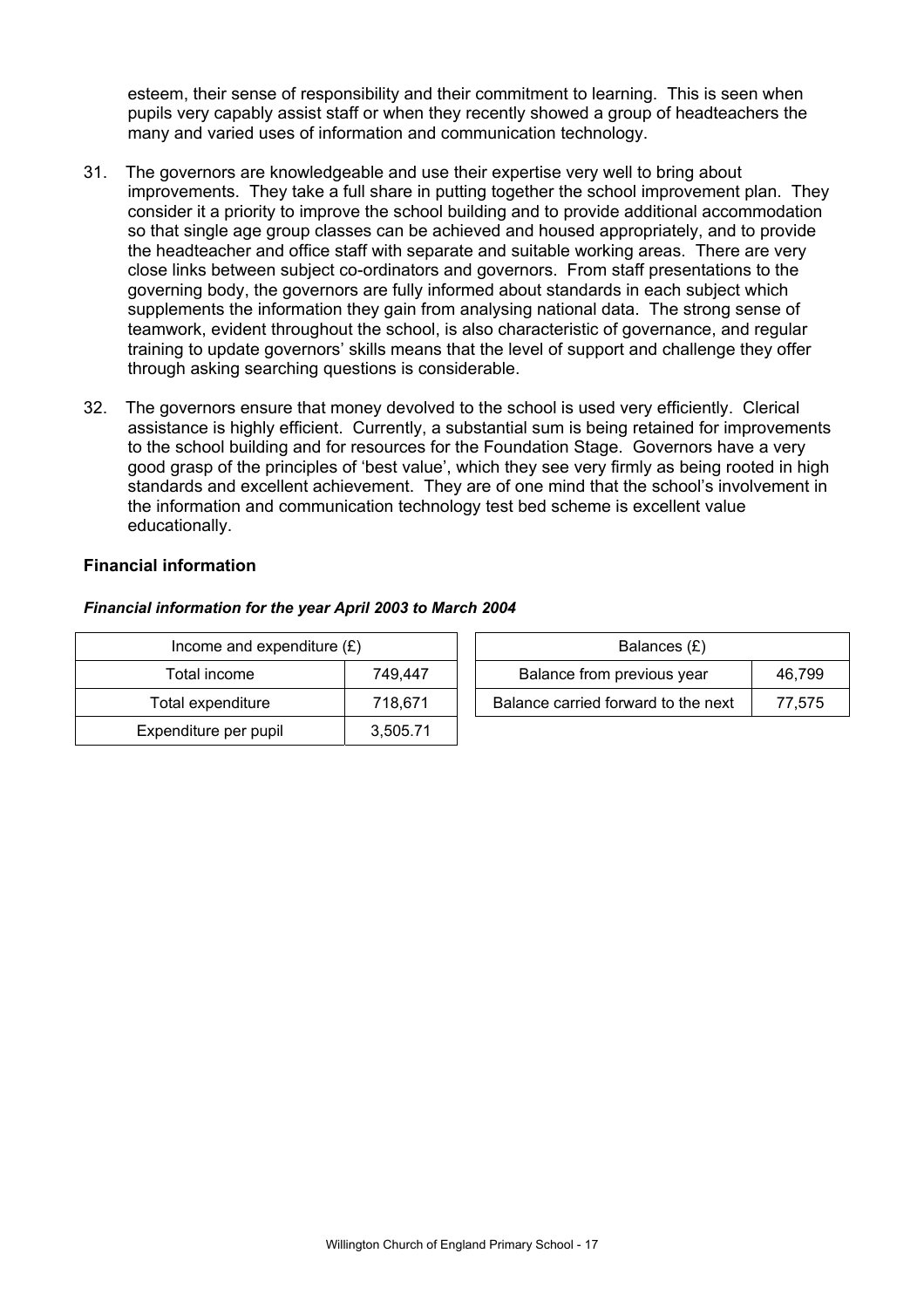esteem, their sense of responsibility and their commitment to learning. This is seen when pupils very capably assist staff or when they recently showed a group of headteachers the many and varied uses of information and communication technology.

31. The governors are knowledgeable and use their expertise very well to bring about improvements. They take a full share in putting together the school improvement plan. They consider it a priority to improve the school building and to provide additional accommodation so that single age group classes can be achieved and housed appropriately, and to provide the headteacher and office staff with separate and suitable working areas. There are very close links between subject co-ordinators and governors. From staff presentations to the governing body, the governors are fully informed about standards in each subject which supplements the information they gain from analysing national data. The strong sense of teamwork, evident throughout the school, is also characteristic of governance, and regular training to update governors' skills means that the level of support and challenge they offer through asking searching questions is considerable.

32. The governors ensure that money devolved to the school is used very efficiently. Clerical assistance is highly efficient. Currently, a substantial sum is being retained for improvements to the school building and for resources for the Foundation Stage. Governors have a very good grasp of the principles of 'best value', which they see very firmly as being rooted in high standards and excellent achievement. They are of one mind that the school's involvement in the information and communication technology test bed scheme is excellent value educationally.

### Financial information

***Financial information for the year April 2003 to March 2004***

| Income and expenditure (£) | |
|---|---|
| Total income | 749,447 |
| Total expenditure | 718,671 |
| Expenditure per pupil | 3,505.71 |

| Balances (£) | |
|---|---|
| Balance from previous year | 46,799 |
| Balance carried forward to the next | 77,575 |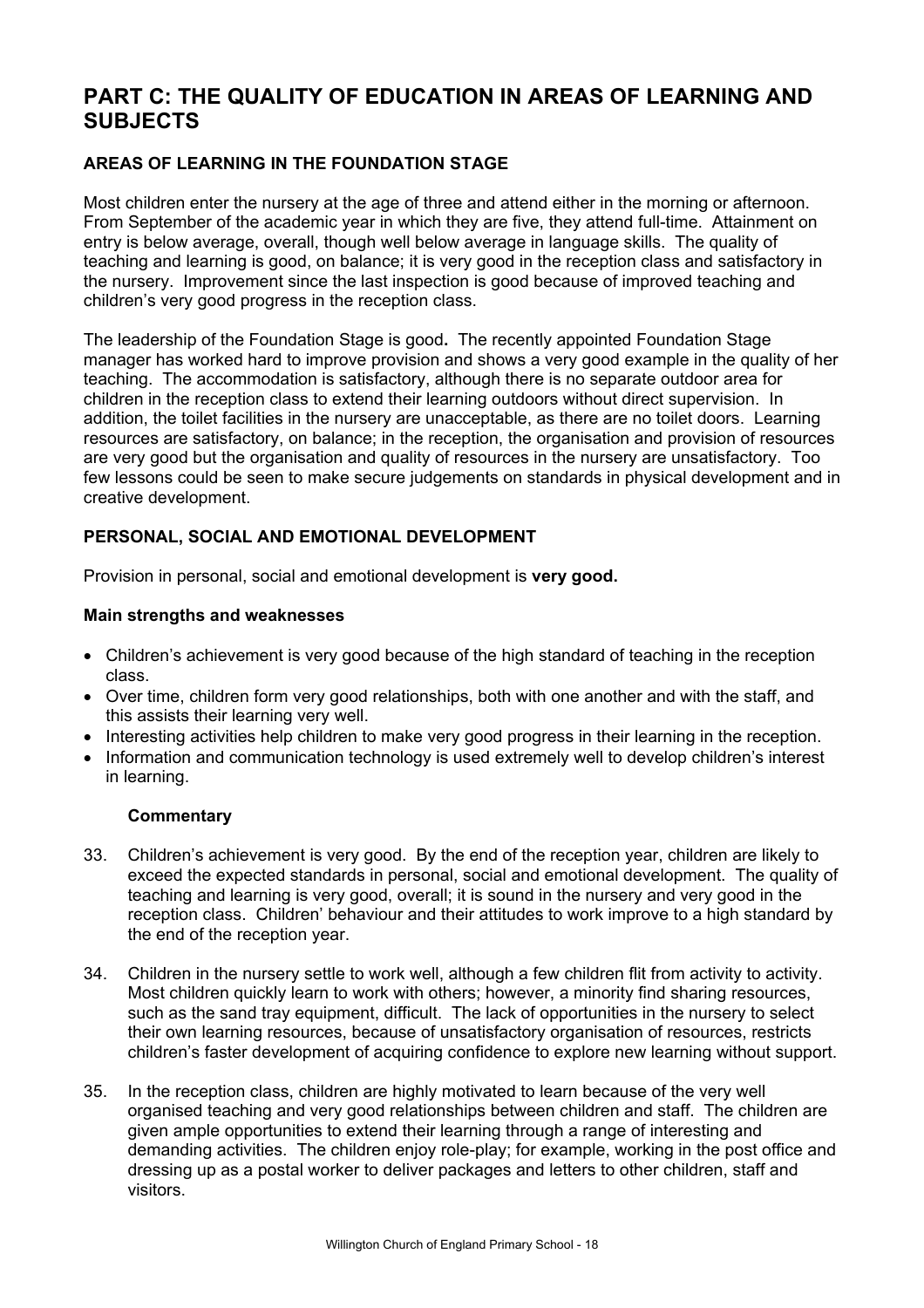# PART C: THE QUALITY OF EDUCATION IN AREAS OF LEARNING AND SUBJECTS

## AREAS OF LEARNING IN THE FOUNDATION STAGE

Most children enter the nursery at the age of three and attend either in the morning or afternoon. From September of the academic year in which they are five, they attend full-time. Attainment on entry is below average, overall, though well below average in language skills. The quality of teaching and learning is good, on balance; it is very good in the reception class and satisfactory in the nursery. Improvement since the last inspection is good because of improved teaching and children's very good progress in the reception class.

The leadership of the Foundation Stage is good**.** The recently appointed Foundation Stage manager has worked hard to improve provision and shows a very good example in the quality of her teaching. The accommodation is satisfactory, although there is no separate outdoor area for children in the reception class to extend their learning outdoors without direct supervision. In addition, the toilet facilities in the nursery are unacceptable, as there are no toilet doors. Learning resources are satisfactory, on balance; in the reception, the organisation and provision of resources are very good but the organisation and quality of resources in the nursery are unsatisfactory. Too few lessons could be seen to make secure judgements on standards in physical development and in creative development.

### PERSONAL, SOCIAL AND EMOTIONAL DEVELOPMENT

Provision in personal, social and emotional development is **very good.**

#### Main strengths and weaknesses

- Children's achievement is very good because of the high standard of teaching in the reception class.
- Over time, children form very good relationships, both with one another and with the staff, and this assists their learning very well.
- Interesting activities help children to make very good progress in their learning in the reception.
- Information and communication technology is used extremely well to develop children's interest in learning.

#### Commentary

33. Children's achievement is very good. By the end of the reception year, children are likely to exceed the expected standards in personal, social and emotional development. The quality of teaching and learning is very good, overall; it is sound in the nursery and very good in the reception class. Children' behaviour and their attitudes to work improve to a high standard by the end of the reception year.

34. Children in the nursery settle to work well, although a few children flit from activity to activity. Most children quickly learn to work with others; however, a minority find sharing resources, such as the sand tray equipment, difficult. The lack of opportunities in the nursery to select their own learning resources, because of unsatisfactory organisation of resources, restricts children's faster development of acquiring confidence to explore new learning without support.

35. In the reception class, children are highly motivated to learn because of the very well organised teaching and very good relationships between children and staff. The children are given ample opportunities to extend their learning through a range of interesting and demanding activities. The children enjoy role-play; for example, working in the post office and dressing up as a postal worker to deliver packages and letters to other children, staff and visitors.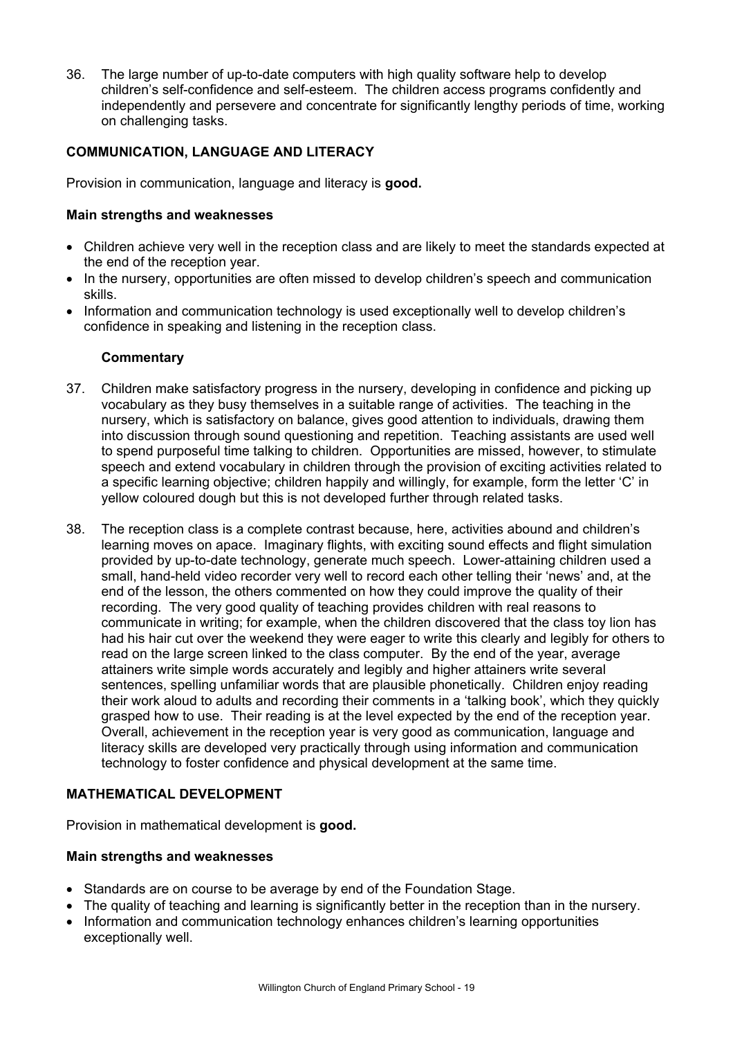36. The large number of up-to-date computers with high quality software help to develop children's self-confidence and self-esteem. The children access programs confidently and independently and persevere and concentrate for significantly lengthy periods of time, working on challenging tasks.

### COMMUNICATION, LANGUAGE AND LITERACY

Provision in communication, language and literacy is **good.**

#### Main strengths and weaknesses

- Children achieve very well in the reception class and are likely to meet the standards expected at the end of the reception year.
- In the nursery, opportunities are often missed to develop children's speech and communication skills.
- Information and communication technology is used exceptionally well to develop children's confidence in speaking and listening in the reception class.

#### Commentary

37. Children make satisfactory progress in the nursery, developing in confidence and picking up vocabulary as they busy themselves in a suitable range of activities. The teaching in the nursery, which is satisfactory on balance, gives good attention to individuals, drawing them into discussion through sound questioning and repetition. Teaching assistants are used well to spend purposeful time talking to children. Opportunities are missed, however, to stimulate speech and extend vocabulary in children through the provision of exciting activities related to a specific learning objective; children happily and willingly, for example, form the letter 'C' in yellow coloured dough but this is not developed further through related tasks.

38. The reception class is a complete contrast because, here, activities abound and children's learning moves on apace. Imaginary flights, with exciting sound effects and flight simulation provided by up-to-date technology, generate much speech. Lower-attaining children used a small, hand-held video recorder very well to record each other telling their 'news' and, at the end of the lesson, the others commented on how they could improve the quality of their recording. The very good quality of teaching provides children with real reasons to communicate in writing; for example, when the children discovered that the class toy lion has had his hair cut over the weekend they were eager to write this clearly and legibly for others to read on the large screen linked to the class computer. By the end of the year, average attainers write simple words accurately and legibly and higher attainers write several sentences, spelling unfamiliar words that are plausible phonetically. Children enjoy reading their work aloud to adults and recording their comments in a 'talking book', which they quickly grasped how to use. Their reading is at the level expected by the end of the reception year. Overall, achievement in the reception year is very good as communication, language and literacy skills are developed very practically through using information and communication technology to foster confidence and physical development at the same time.

### MATHEMATICAL DEVELOPMENT

Provision in mathematical development is **good.**

#### Main strengths and weaknesses

- Standards are on course to be average by end of the Foundation Stage.
- The quality of teaching and learning is significantly better in the reception than in the nursery.
- Information and communication technology enhances children's learning opportunities exceptionally well.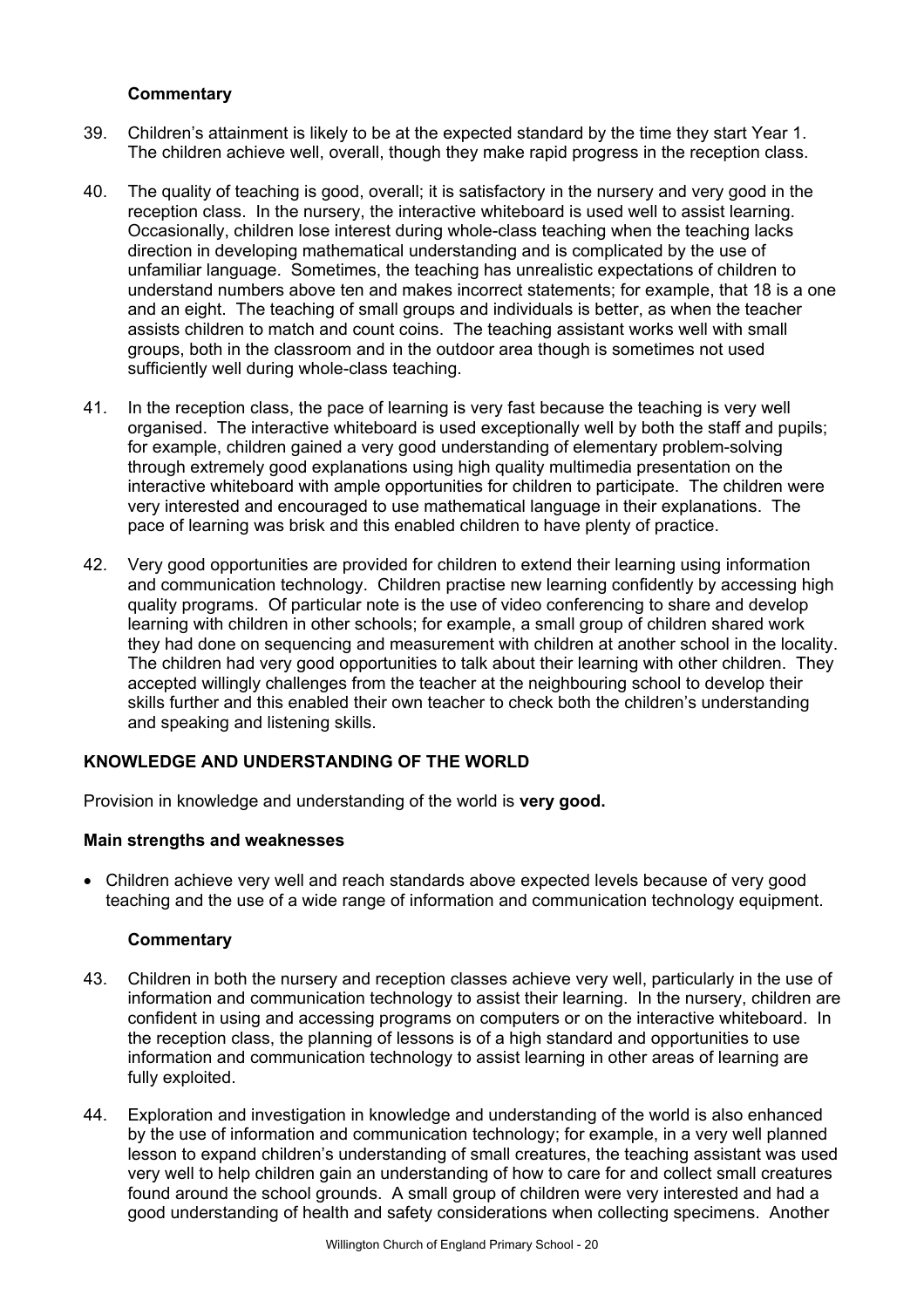**Commentary**

39. Children's attainment is likely to be at the expected standard by the time they start Year 1. The children achieve well, overall, though they make rapid progress in the reception class.

40. The quality of teaching is good, overall; it is satisfactory in the nursery and very good in the reception class. In the nursery, the interactive whiteboard is used well to assist learning. Occasionally, children lose interest during whole-class teaching when the teaching lacks direction in developing mathematical understanding and is complicated by the use of unfamiliar language. Sometimes, the teaching has unrealistic expectations of children to understand numbers above ten and makes incorrect statements; for example, that 18 is a one and an eight. The teaching of small groups and individuals is better, as when the teacher assists children to match and count coins. The teaching assistant works well with small groups, both in the classroom and in the outdoor area though is sometimes not used sufficiently well during whole-class teaching.

41. In the reception class, the pace of learning is very fast because the teaching is very well organised. The interactive whiteboard is used exceptionally well by both the staff and pupils; for example, children gained a very good understanding of elementary problem-solving through extremely good explanations using high quality multimedia presentation on the interactive whiteboard with ample opportunities for children to participate. The children were very interested and encouraged to use mathematical language in their explanations. The pace of learning was brisk and this enabled children to have plenty of practice.

42. Very good opportunities are provided for children to extend their learning using information and communication technology. Children practise new learning confidently by accessing high quality programs. Of particular note is the use of video conferencing to share and develop learning with children in other schools; for example, a small group of children shared work they had done on sequencing and measurement with children at another school in the locality. The children had very good opportunities to talk about their learning with other children. They accepted willingly challenges from the teacher at the neighbouring school to develop their skills further and this enabled their own teacher to check both the children's understanding and speaking and listening skills.

## KNOWLEDGE AND UNDERSTANDING OF THE WORLD

Provision in knowledge and understanding of the world is **very good.**

### Main strengths and weaknesses

- Children achieve very well and reach standards above expected levels because of very good teaching and the use of a wide range of information and communication technology equipment.

**Commentary**

43. Children in both the nursery and reception classes achieve very well, particularly in the use of information and communication technology to assist their learning. In the nursery, children are confident in using and accessing programs on computers or on the interactive whiteboard. In the reception class, the planning of lessons is of a high standard and opportunities to use information and communication technology to assist learning in other areas of learning are fully exploited.

44. Exploration and investigation in knowledge and understanding of the world is also enhanced by the use of information and communication technology; for example, in a very well planned lesson to expand children's understanding of small creatures, the teaching assistant was used very well to help children gain an understanding of how to care for and collect small creatures found around the school grounds. A small group of children were very interested and had a good understanding of health and safety considerations when collecting specimens. Another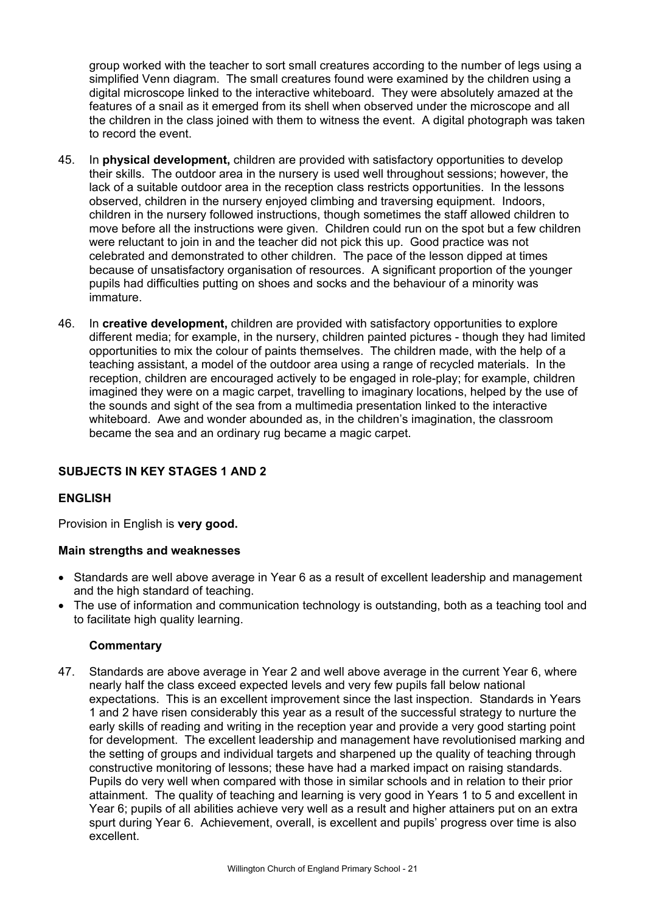group worked with the teacher to sort small creatures according to the number of legs using a simplified Venn diagram. The small creatures found were examined by the children using a digital microscope linked to the interactive whiteboard. They were absolutely amazed at the features of a snail as it emerged from its shell when observed under the microscope and all the children in the class joined with them to witness the event. A digital photograph was taken to record the event.

45. In **physical development,** children are provided with satisfactory opportunities to develop their skills. The outdoor area in the nursery is used well throughout sessions; however, the lack of a suitable outdoor area in the reception class restricts opportunities. In the lessons observed, children in the nursery enjoyed climbing and traversing equipment. Indoors, children in the nursery followed instructions, though sometimes the staff allowed children to move before all the instructions were given. Children could run on the spot but a few children were reluctant to join in and the teacher did not pick this up. Good practice was not celebrated and demonstrated to other children. The pace of the lesson dipped at times because of unsatisfactory organisation of resources. A significant proportion of the younger pupils had difficulties putting on shoes and socks and the behaviour of a minority was immature.

46. In **creative development,** children are provided with satisfactory opportunities to explore different media; for example, in the nursery, children painted pictures - though they had limited opportunities to mix the colour of paints themselves. The children made, with the help of a teaching assistant, a model of the outdoor area using a range of recycled materials. In the reception, children are encouraged actively to be engaged in role-play; for example, children imagined they were on a magic carpet, travelling to imaginary locations, helped by the use of the sounds and sight of the sea from a multimedia presentation linked to the interactive whiteboard. Awe and wonder abounded as, in the children's imagination, the classroom became the sea and an ordinary rug became a magic carpet.

## SUBJECTS IN KEY STAGES 1 AND 2

### ENGLISH

Provision in English is **very good.**

#### Main strengths and weaknesses

- Standards are well above average in Year 6 as a result of excellent leadership and management and the high standard of teaching.
- The use of information and communication technology is outstanding, both as a teaching tool and to facilitate high quality learning.

#### Commentary

47. Standards are above average in Year 2 and well above average in the current Year 6, where nearly half the class exceed expected levels and very few pupils fall below national expectations. This is an excellent improvement since the last inspection. Standards in Years 1 and 2 have risen considerably this year as a result of the successful strategy to nurture the early skills of reading and writing in the reception year and provide a very good starting point for development. The excellent leadership and management have revolutionised marking and the setting of groups and individual targets and sharpened up the quality of teaching through constructive monitoring of lessons; these have had a marked impact on raising standards. Pupils do very well when compared with those in similar schools and in relation to their prior attainment. The quality of teaching and learning is very good in Years 1 to 5 and excellent in Year 6; pupils of all abilities achieve very well as a result and higher attainers put on an extra spurt during Year 6. Achievement, overall, is excellent and pupils' progress over time is also excellent.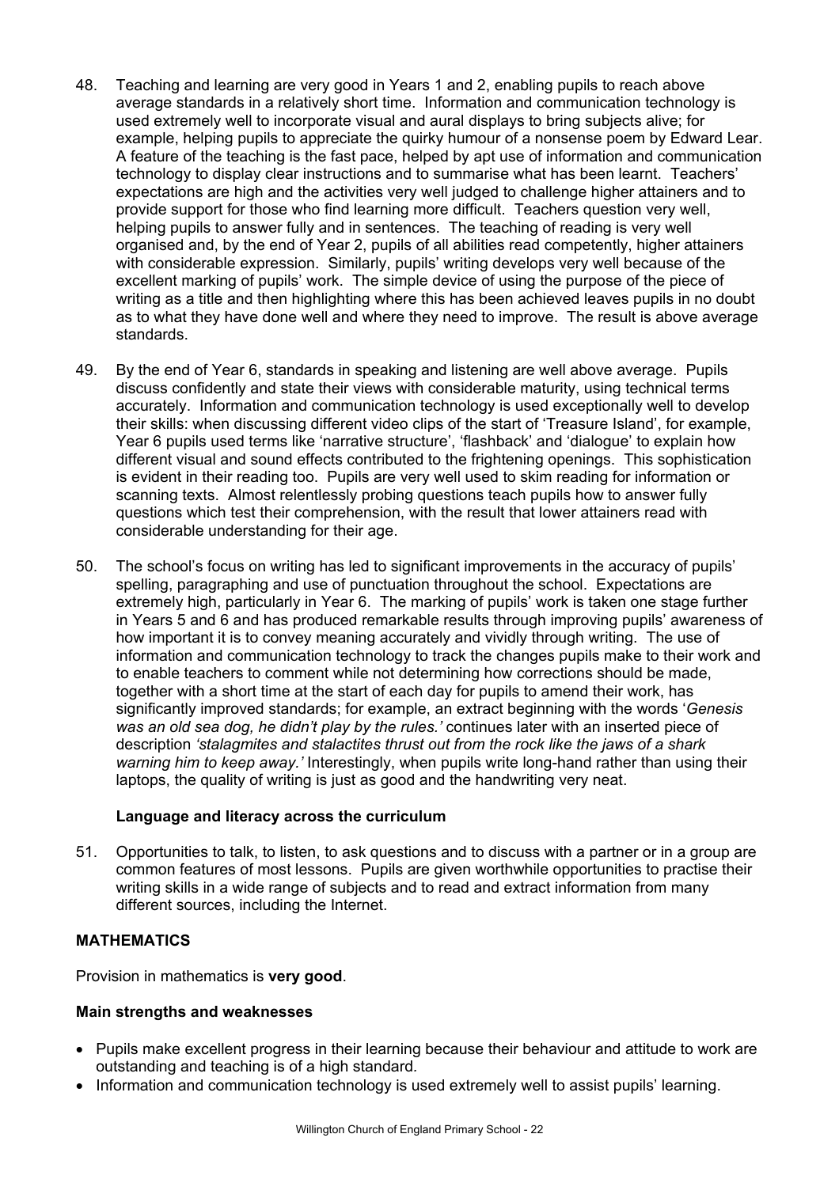48. Teaching and learning are very good in Years 1 and 2, enabling pupils to reach above average standards in a relatively short time. Information and communication technology is used extremely well to incorporate visual and aural displays to bring subjects alive; for example, helping pupils to appreciate the quirky humour of a nonsense poem by Edward Lear. A feature of the teaching is the fast pace, helped by apt use of information and communication technology to display clear instructions and to summarise what has been learnt. Teachers' expectations are high and the activities very well judged to challenge higher attainers and to provide support for those who find learning more difficult. Teachers question very well, helping pupils to answer fully and in sentences. The teaching of reading is very well organised and, by the end of Year 2, pupils of all abilities read competently, higher attainers with considerable expression. Similarly, pupils' writing develops very well because of the excellent marking of pupils' work. The simple device of using the purpose of the piece of writing as a title and then highlighting where this has been achieved leaves pupils in no doubt as to what they have done well and where they need to improve. The result is above average standards.

49. By the end of Year 6, standards in speaking and listening are well above average. Pupils discuss confidently and state their views with considerable maturity, using technical terms accurately. Information and communication technology is used exceptionally well to develop their skills: when discussing different video clips of the start of 'Treasure Island', for example, Year 6 pupils used terms like 'narrative structure', 'flashback' and 'dialogue' to explain how different visual and sound effects contributed to the frightening openings. This sophistication is evident in their reading too. Pupils are very well used to skim reading for information or scanning texts. Almost relentlessly probing questions teach pupils how to answer fully questions which test their comprehension, with the result that lower attainers read with considerable understanding for their age.

50. The school's focus on writing has led to significant improvements in the accuracy of pupils' spelling, paragraphing and use of punctuation throughout the school. Expectations are extremely high, particularly in Year 6. The marking of pupils' work is taken one stage further in Years 5 and 6 and has produced remarkable results through improving pupils' awareness of how important it is to convey meaning accurately and vividly through writing. The use of information and communication technology to track the changes pupils make to their work and to enable teachers to comment while not determining how corrections should be made, together with a short time at the start of each day for pupils to amend their work, has significantly improved standards; for example, an extract beginning with the words '*Genesis was an old sea dog, he didn't play by the rules.'* continues later with an inserted piece of description *'stalagmites and stalactites thrust out from the rock like the jaws of a shark warning him to keep away.'* Interestingly, when pupils write long-hand rather than using their laptops, the quality of writing is just as good and the handwriting very neat.

**Language and literacy across the curriculum**

51. Opportunities to talk, to listen, to ask questions and to discuss with a partner or in a group are common features of most lessons. Pupils are given worthwhile opportunities to practise their writing skills in a wide range of subjects and to read and extract information from many different sources, including the Internet.

## MATHEMATICS

Provision in mathematics is **very good**.

**Main strengths and weaknesses**

- Pupils make excellent progress in their learning because their behaviour and attitude to work are outstanding and teaching is of a high standard.
- Information and communication technology is used extremely well to assist pupils' learning.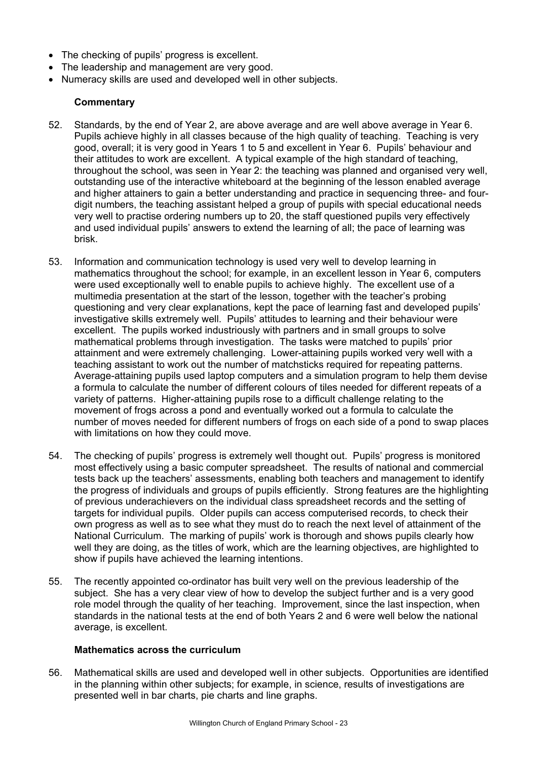- The checking of pupils' progress is excellent.
- The leadership and management are very good.
- Numeracy skills are used and developed well in other subjects.

### Commentary

52. Standards, by the end of Year 2, are above average and are well above average in Year 6. Pupils achieve highly in all classes because of the high quality of teaching. Teaching is very good, overall; it is very good in Years 1 to 5 and excellent in Year 6. Pupils' behaviour and their attitudes to work are excellent. A typical example of the high standard of teaching, throughout the school, was seen in Year 2: the teaching was planned and organised very well, outstanding use of the interactive whiteboard at the beginning of the lesson enabled average and higher attainers to gain a better understanding and practice in sequencing three- and four-digit numbers, the teaching assistant helped a group of pupils with special educational needs very well to practise ordering numbers up to 20, the staff questioned pupils very effectively and used individual pupils' answers to extend the learning of all; the pace of learning was brisk.

53. Information and communication technology is used very well to develop learning in mathematics throughout the school; for example, in an excellent lesson in Year 6, computers were used exceptionally well to enable pupils to achieve highly. The excellent use of a multimedia presentation at the start of the lesson, together with the teacher's probing questioning and very clear explanations, kept the pace of learning fast and developed pupils' investigative skills extremely well. Pupils' attitudes to learning and their behaviour were excellent. The pupils worked industriously with partners and in small groups to solve mathematical problems through investigation. The tasks were matched to pupils' prior attainment and were extremely challenging. Lower-attaining pupils worked very well with a teaching assistant to work out the number of matchsticks required for repeating patterns. Average-attaining pupils used laptop computers and a simulation program to help them devise a formula to calculate the number of different colours of tiles needed for different repeats of a variety of patterns. Higher-attaining pupils rose to a difficult challenge relating to the movement of frogs across a pond and eventually worked out a formula to calculate the number of moves needed for different numbers of frogs on each side of a pond to swap places with limitations on how they could move.

54. The checking of pupils' progress is extremely well thought out. Pupils' progress is monitored most effectively using a basic computer spreadsheet. The results of national and commercial tests back up the teachers' assessments, enabling both teachers and management to identify the progress of individuals and groups of pupils efficiently. Strong features are the highlighting of previous underachievers on the individual class spreadsheet records and the setting of targets for individual pupils. Older pupils can access computerised records, to check their own progress as well as to see what they must do to reach the next level of attainment of the National Curriculum. The marking of pupils' work is thorough and shows pupils clearly how well they are doing, as the titles of work, which are the learning objectives, are highlighted to show if pupils have achieved the learning intentions.

55. The recently appointed co-ordinator has built very well on the previous leadership of the subject. She has a very clear view of how to develop the subject further and is a very good role model through the quality of her teaching. Improvement, since the last inspection, when standards in the national tests at the end of both Years 2 and 6 were well below the national average, is excellent.

### Mathematics across the curriculum

56. Mathematical skills are used and developed well in other subjects. Opportunities are identified in the planning within other subjects; for example, in science, results of investigations are presented well in bar charts, pie charts and line graphs.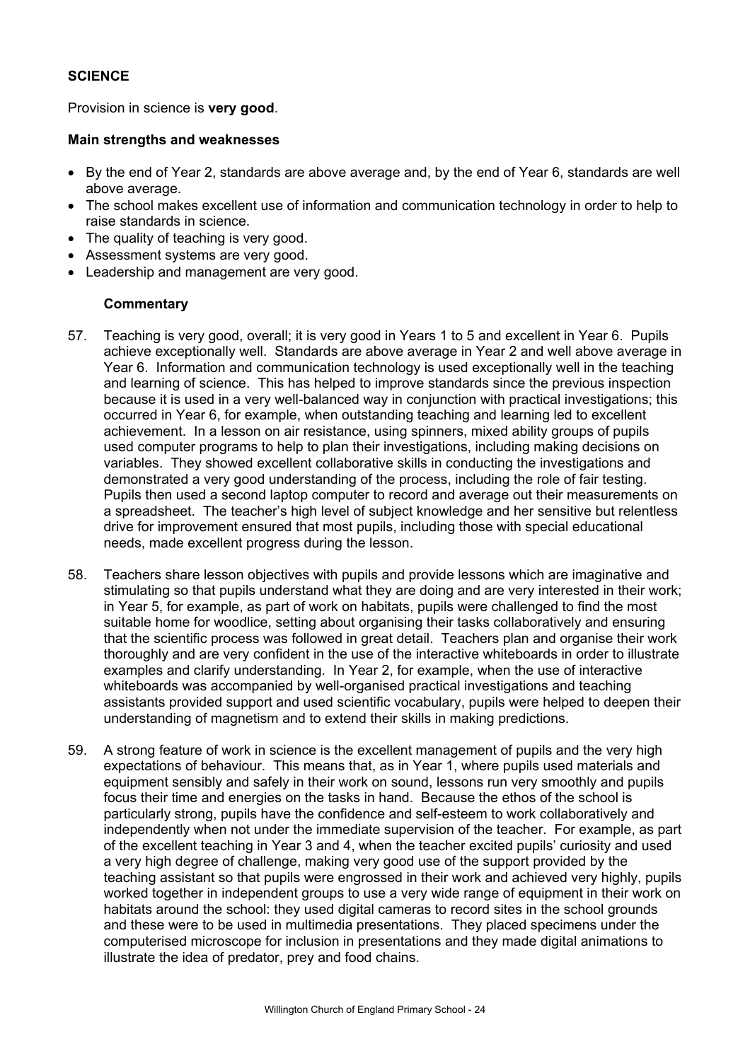## SCIENCE

Provision in science is **very good**.

### Main strengths and weaknesses

- By the end of Year 2, standards are above average and, by the end of Year 6, standards are well above average.
- The school makes excellent use of information and communication technology in order to help to raise standards in science.
- The quality of teaching is very good.
- Assessment systems are very good.
- Leadership and management are very good.

### Commentary

57. Teaching is very good, overall; it is very good in Years 1 to 5 and excellent in Year 6. Pupils achieve exceptionally well. Standards are above average in Year 2 and well above average in Year 6. Information and communication technology is used exceptionally well in the teaching and learning of science. This has helped to improve standards since the previous inspection because it is used in a very well-balanced way in conjunction with practical investigations; this occurred in Year 6, for example, when outstanding teaching and learning led to excellent achievement. In a lesson on air resistance, using spinners, mixed ability groups of pupils used computer programs to help to plan their investigations, including making decisions on variables. They showed excellent collaborative skills in conducting the investigations and demonstrated a very good understanding of the process, including the role of fair testing. Pupils then used a second laptop computer to record and average out their measurements on a spreadsheet. The teacher's high level of subject knowledge and her sensitive but relentless drive for improvement ensured that most pupils, including those with special educational needs, made excellent progress during the lesson.

58. Teachers share lesson objectives with pupils and provide lessons which are imaginative and stimulating so that pupils understand what they are doing and are very interested in their work; in Year 5, for example, as part of work on habitats, pupils were challenged to find the most suitable home for woodlice, setting about organising their tasks collaboratively and ensuring that the scientific process was followed in great detail. Teachers plan and organise their work thoroughly and are very confident in the use of the interactive whiteboards in order to illustrate examples and clarify understanding. In Year 2, for example, when the use of interactive whiteboards was accompanied by well-organised practical investigations and teaching assistants provided support and used scientific vocabulary, pupils were helped to deepen their understanding of magnetism and to extend their skills in making predictions.

59. A strong feature of work in science is the excellent management of pupils and the very high expectations of behaviour. This means that, as in Year 1, where pupils used materials and equipment sensibly and safely in their work on sound, lessons run very smoothly and pupils focus their time and energies on the tasks in hand. Because the ethos of the school is particularly strong, pupils have the confidence and self-esteem to work collaboratively and independently when not under the immediate supervision of the teacher. For example, as part of the excellent teaching in Year 3 and 4, when the teacher excited pupils' curiosity and used a very high degree of challenge, making very good use of the support provided by the teaching assistant so that pupils were engrossed in their work and achieved very highly, pupils worked together in independent groups to use a very wide range of equipment in their work on habitats around the school: they used digital cameras to record sites in the school grounds and these were to be used in multimedia presentations. They placed specimens under the computerised microscope for inclusion in presentations and they made digital animations to illustrate the idea of predator, prey and food chains.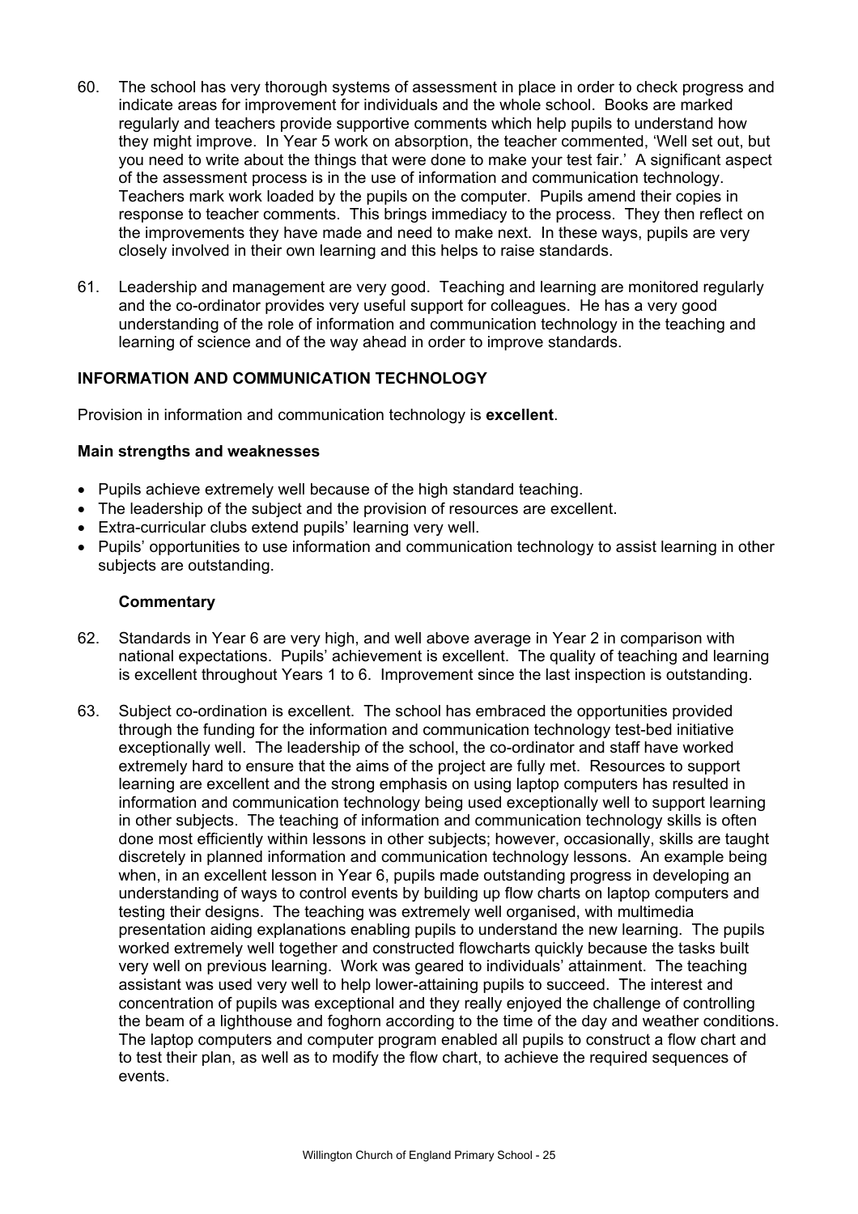60. The school has very thorough systems of assessment in place in order to check progress and indicate areas for improvement for individuals and the whole school. Books are marked regularly and teachers provide supportive comments which help pupils to understand how they might improve. In Year 5 work on absorption, the teacher commented, 'Well set out, but you need to write about the things that were done to make your test fair.' A significant aspect of the assessment process is in the use of information and communication technology. Teachers mark work loaded by the pupils on the computer. Pupils amend their copies in response to teacher comments. This brings immediacy to the process. They then reflect on the improvements they have made and need to make next. In these ways, pupils are very closely involved in their own learning and this helps to raise standards.

61. Leadership and management are very good. Teaching and learning are monitored regularly and the co-ordinator provides very useful support for colleagues. He has a very good understanding of the role of information and communication technology in the teaching and learning of science and of the way ahead in order to improve standards.

## INFORMATION AND COMMUNICATION TECHNOLOGY

Provision in information and communication technology is **excellent**.

### Main strengths and weaknesses

- Pupils achieve extremely well because of the high standard teaching.
- The leadership of the subject and the provision of resources are excellent.
- Extra-curricular clubs extend pupils' learning very well.
- Pupils' opportunities to use information and communication technology to assist learning in other subjects are outstanding.

### Commentary

62. Standards in Year 6 are very high, and well above average in Year 2 in comparison with national expectations. Pupils' achievement is excellent. The quality of teaching and learning is excellent throughout Years 1 to 6. Improvement since the last inspection is outstanding.

63. Subject co-ordination is excellent. The school has embraced the opportunities provided through the funding for the information and communication technology test-bed initiative exceptionally well. The leadership of the school, the co-ordinator and staff have worked extremely hard to ensure that the aims of the project are fully met. Resources to support learning are excellent and the strong emphasis on using laptop computers has resulted in information and communication technology being used exceptionally well to support learning in other subjects. The teaching of information and communication technology skills is often done most efficiently within lessons in other subjects; however, occasionally, skills are taught discretely in planned information and communication technology lessons. An example being when, in an excellent lesson in Year 6, pupils made outstanding progress in developing an understanding of ways to control events by building up flow charts on laptop computers and testing their designs. The teaching was extremely well organised, with multimedia presentation aiding explanations enabling pupils to understand the new learning. The pupils worked extremely well together and constructed flowcharts quickly because the tasks built very well on previous learning. Work was geared to individuals' attainment. The teaching assistant was used very well to help lower-attaining pupils to succeed. The interest and concentration of pupils was exceptional and they really enjoyed the challenge of controlling the beam of a lighthouse and foghorn according to the time of the day and weather conditions. The laptop computers and computer program enabled all pupils to construct a flow chart and to test their plan, as well as to modify the flow chart, to achieve the required sequences of events.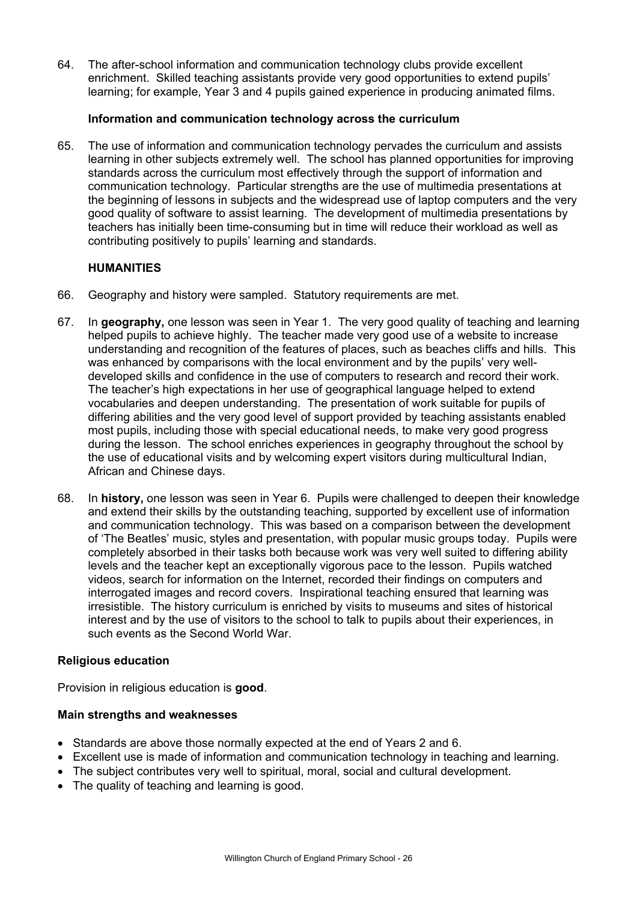64. The after-school information and communication technology clubs provide excellent enrichment. Skilled teaching assistants provide very good opportunities to extend pupils' learning; for example, Year 3 and 4 pupils gained experience in producing animated films.

**Information and communication technology across the curriculum**

65. The use of information and communication technology pervades the curriculum and assists learning in other subjects extremely well. The school has planned opportunities for improving standards across the curriculum most effectively through the support of information and communication technology. Particular strengths are the use of multimedia presentations at the beginning of lessons in subjects and the widespread use of laptop computers and the very good quality of software to assist learning. The development of multimedia presentations by teachers has initially been time-consuming but in time will reduce their workload as well as contributing positively to pupils' learning and standards.

## HUMANITIES

66. Geography and history were sampled. Statutory requirements are met.

67. In **geography,** one lesson was seen in Year 1. The very good quality of teaching and learning helped pupils to achieve highly. The teacher made very good use of a website to increase understanding and recognition of the features of places, such as beaches cliffs and hills. This was enhanced by comparisons with the local environment and by the pupils' very well-developed skills and confidence in the use of computers to research and record their work. The teacher's high expectations in her use of geographical language helped to extend vocabularies and deepen understanding. The presentation of work suitable for pupils of differing abilities and the very good level of support provided by teaching assistants enabled most pupils, including those with special educational needs, to make very good progress during the lesson. The school enriches experiences in geography throughout the school by the use of educational visits and by welcoming expert visitors during multicultural Indian, African and Chinese days.

68. In **history,** one lesson was seen in Year 6. Pupils were challenged to deepen their knowledge and extend their skills by the outstanding teaching, supported by excellent use of information and communication technology. This was based on a comparison between the development of 'The Beatles' music, styles and presentation, with popular music groups today. Pupils were completely absorbed in their tasks both because work was very well suited to differing ability levels and the teacher kept an exceptionally vigorous pace to the lesson. Pupils watched videos, search for information on the Internet, recorded their findings on computers and interrogated images and record covers. Inspirational teaching ensured that learning was irresistible. The history curriculum is enriched by visits to museums and sites of historical interest and by the use of visitors to the school to talk to pupils about their experiences, in such events as the Second World War.

### Religious education

Provision in religious education is **good**.

**Main strengths and weaknesses**

- Standards are above those normally expected at the end of Years 2 and 6.
- Excellent use is made of information and communication technology in teaching and learning.
- The subject contributes very well to spiritual, moral, social and cultural development.
- The quality of teaching and learning is good.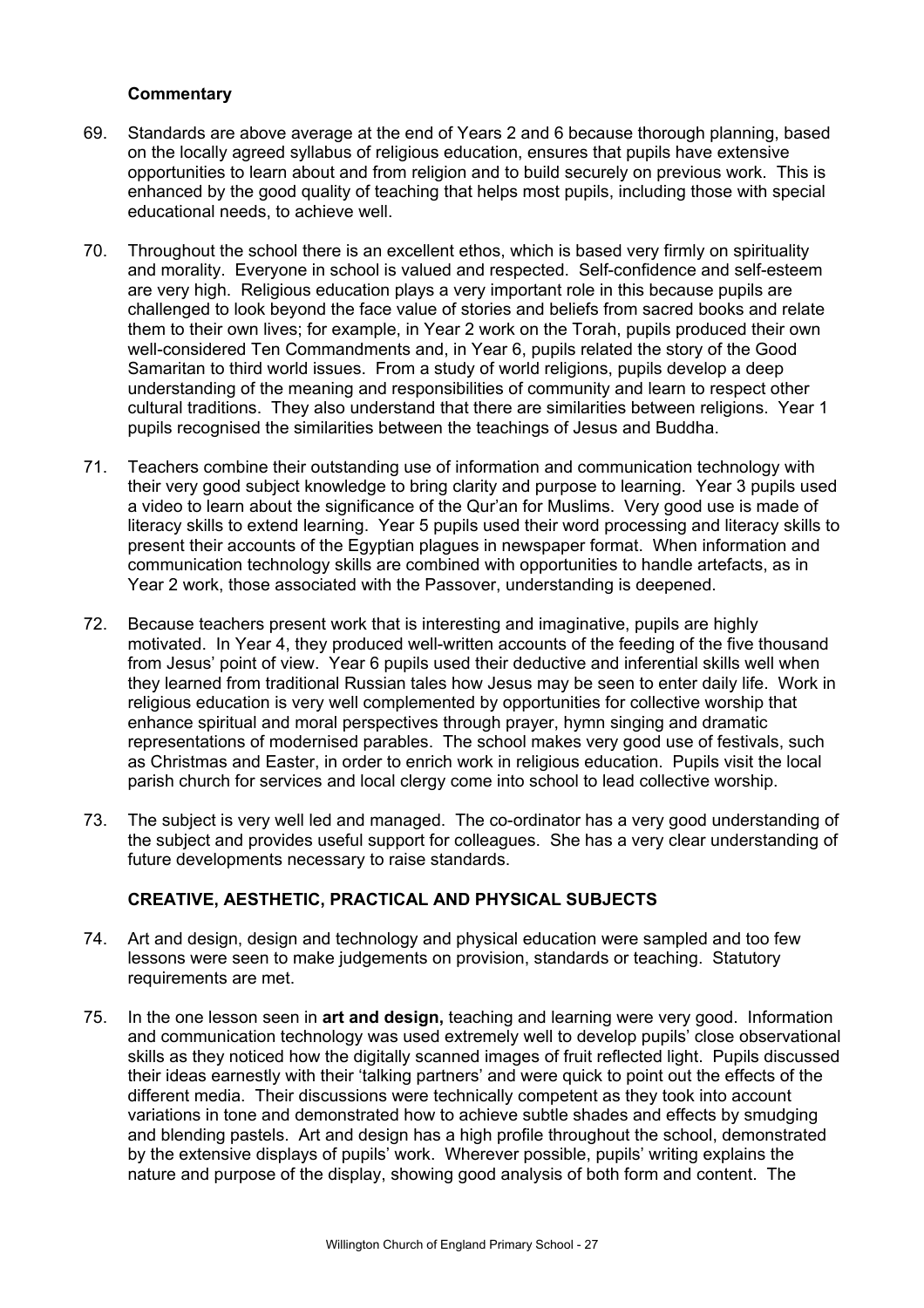**Commentary**

69. Standards are above average at the end of Years 2 and 6 because thorough planning, based on the locally agreed syllabus of religious education, ensures that pupils have extensive opportunities to learn about and from religion and to build securely on previous work. This is enhanced by the good quality of teaching that helps most pupils, including those with special educational needs, to achieve well.

70. Throughout the school there is an excellent ethos, which is based very firmly on spirituality and morality. Everyone in school is valued and respected. Self-confidence and self-esteem are very high. Religious education plays a very important role in this because pupils are challenged to look beyond the face value of stories and beliefs from sacred books and relate them to their own lives; for example, in Year 2 work on the Torah, pupils produced their own well-considered Ten Commandments and, in Year 6, pupils related the story of the Good Samaritan to third world issues. From a study of world religions, pupils develop a deep understanding of the meaning and responsibilities of community and learn to respect other cultural traditions. They also understand that there are similarities between religions. Year 1 pupils recognised the similarities between the teachings of Jesus and Buddha.

71. Teachers combine their outstanding use of information and communication technology with their very good subject knowledge to bring clarity and purpose to learning. Year 3 pupils used a video to learn about the significance of the Qur'an for Muslims. Very good use is made of literacy skills to extend learning. Year 5 pupils used their word processing and literacy skills to present their accounts of the Egyptian plagues in newspaper format. When information and communication technology skills are combined with opportunities to handle artefacts, as in Year 2 work, those associated with the Passover, understanding is deepened.

72. Because teachers present work that is interesting and imaginative, pupils are highly motivated. In Year 4, they produced well-written accounts of the feeding of the five thousand from Jesus' point of view. Year 6 pupils used their deductive and inferential skills well when they learned from traditional Russian tales how Jesus may be seen to enter daily life. Work in religious education is very well complemented by opportunities for collective worship that enhance spiritual and moral perspectives through prayer, hymn singing and dramatic representations of modernised parables. The school makes very good use of festivals, such as Christmas and Easter, in order to enrich work in religious education. Pupils visit the local parish church for services and local clergy come into school to lead collective worship.

73. The subject is very well led and managed. The co-ordinator has a very good understanding of the subject and provides useful support for colleagues. She has a very clear understanding of future developments necessary to raise standards.

## CREATIVE, AESTHETIC, PRACTICAL AND PHYSICAL SUBJECTS

74. Art and design, design and technology and physical education were sampled and too few lessons were seen to make judgements on provision, standards or teaching. Statutory requirements are met.

75. In the one lesson seen in **art and design,** teaching and learning were very good. Information and communication technology was used extremely well to develop pupils' close observational skills as they noticed how the digitally scanned images of fruit reflected light. Pupils discussed their ideas earnestly with their 'talking partners' and were quick to point out the effects of the different media. Their discussions were technically competent as they took into account variations in tone and demonstrated how to achieve subtle shades and effects by smudging and blending pastels. Art and design has a high profile throughout the school, demonstrated by the extensive displays of pupils' work. Wherever possible, pupils' writing explains the nature and purpose of the display, showing good analysis of both form and content. The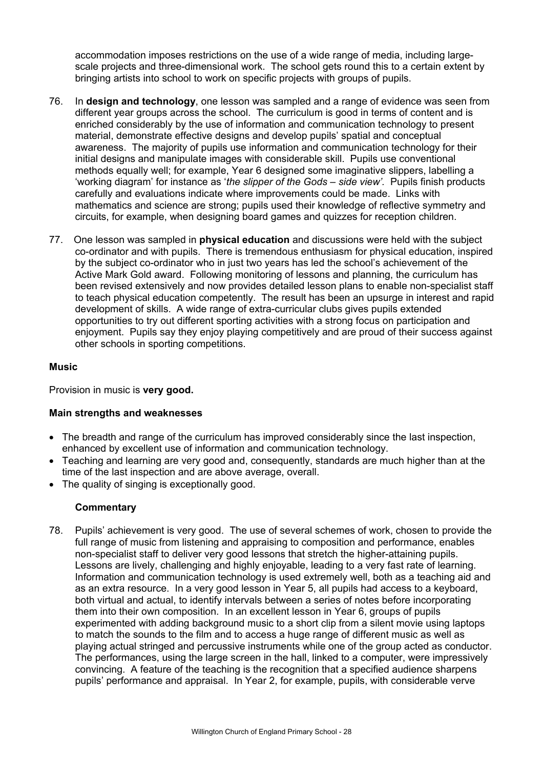accommodation imposes restrictions on the use of a wide range of media, including large-scale projects and three-dimensional work. The school gets round this to a certain extent by bringing artists into school to work on specific projects with groups of pupils.

76. In **design and technology**, one lesson was sampled and a range of evidence was seen from different year groups across the school. The curriculum is good in terms of content and is enriched considerably by the use of information and communication technology to present material, demonstrate effective designs and develop pupils' spatial and conceptual awareness. The majority of pupils use information and communication technology for their initial designs and manipulate images with considerable skill. Pupils use conventional methods equally well; for example, Year 6 designed some imaginative slippers, labelling a 'working diagram' for instance as '*the slipper of the Gods – side view'.* Pupils finish products carefully and evaluations indicate where improvements could be made. Links with mathematics and science are strong; pupils used their knowledge of reflective symmetry and circuits, for example, when designing board games and quizzes for reception children.

77. One lesson was sampled in **physical education** and discussions were held with the subject co-ordinator and with pupils. There is tremendous enthusiasm for physical education, inspired by the subject co-ordinator who in just two years has led the school's achievement of the Active Mark Gold award. Following monitoring of lessons and planning, the curriculum has been revised extensively and now provides detailed lesson plans to enable non-specialist staff to teach physical education competently. The result has been an upsurge in interest and rapid development of skills. A wide range of extra-curricular clubs gives pupils extended opportunities to try out different sporting activities with a strong focus on participation and enjoyment. Pupils say they enjoy playing competitively and are proud of their success against other schools in sporting competitions.

**Music**

Provision in music is **very good.**

**Main strengths and weaknesses**

- The breadth and range of the curriculum has improved considerably since the last inspection, enhanced by excellent use of information and communication technology.
- Teaching and learning are very good and, consequently, standards are much higher than at the time of the last inspection and are above average, overall.
- The quality of singing is exceptionally good.

**Commentary**

78. Pupils' achievement is very good. The use of several schemes of work, chosen to provide the full range of music from listening and appraising to composition and performance, enables non-specialist staff to deliver very good lessons that stretch the higher-attaining pupils. Lessons are lively, challenging and highly enjoyable, leading to a very fast rate of learning. Information and communication technology is used extremely well, both as a teaching aid and as an extra resource. In a very good lesson in Year 5, all pupils had access to a keyboard, both virtual and actual, to identify intervals between a series of notes before incorporating them into their own composition. In an excellent lesson in Year 6, groups of pupils experimented with adding background music to a short clip from a silent movie using laptops to match the sounds to the film and to access a huge range of different music as well as playing actual stringed and percussive instruments while one of the group acted as conductor. The performances, using the large screen in the hall, linked to a computer, were impressively convincing. A feature of the teaching is the recognition that a specified audience sharpens pupils' performance and appraisal. In Year 2, for example, pupils, with considerable verve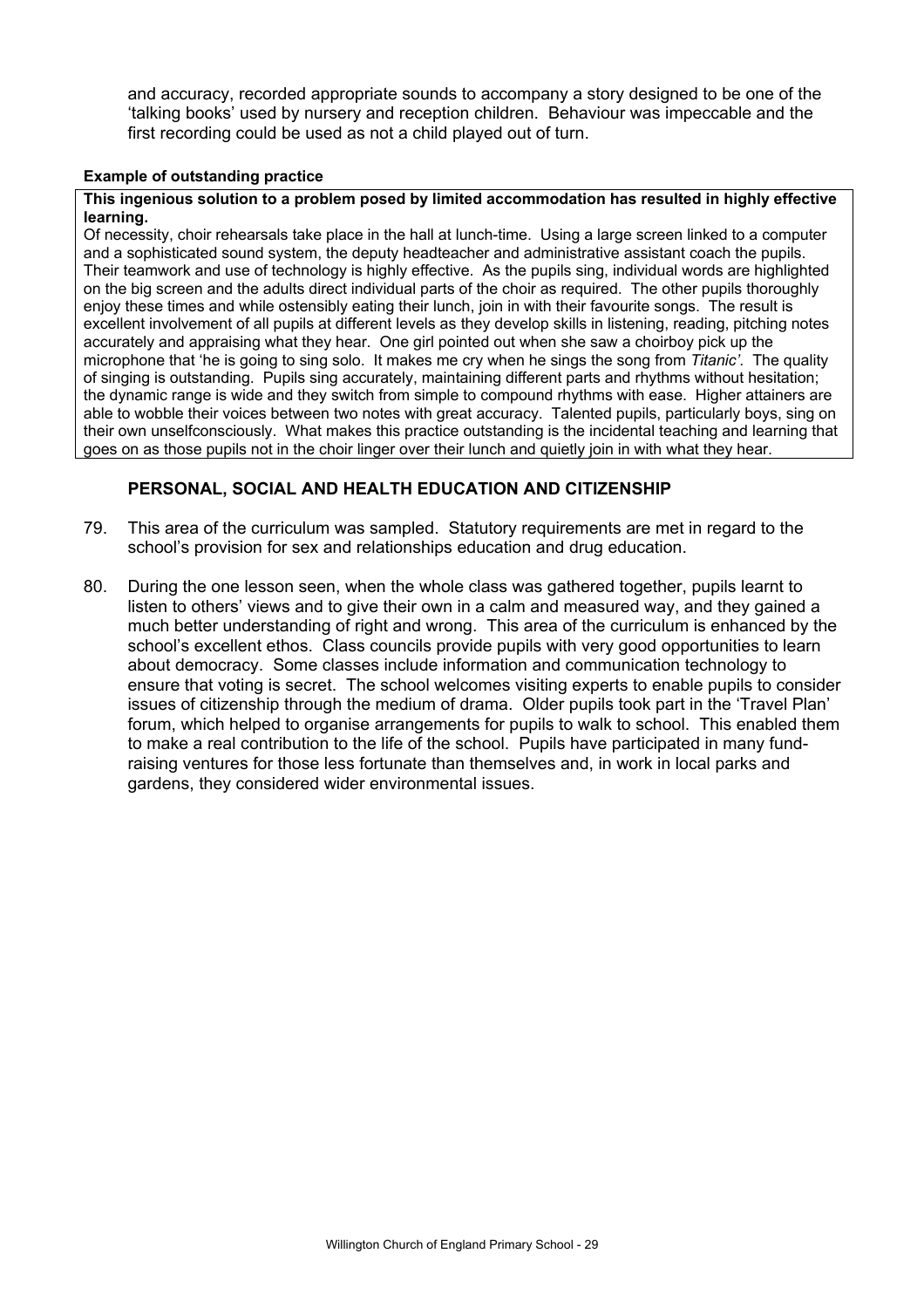and accuracy, recorded appropriate sounds to accompany a story designed to be one of the 'talking books' used by nursery and reception children. Behaviour was impeccable and the first recording could be used as not a child played out of turn.

**Example of outstanding practice**

**This ingenious solution to a problem posed by limited accommodation has resulted in highly effective learning.**

Of necessity, choir rehearsals take place in the hall at lunch-time. Using a large screen linked to a computer and a sophisticated sound system, the deputy headteacher and administrative assistant coach the pupils. Their teamwork and use of technology is highly effective. As the pupils sing, individual words are highlighted on the big screen and the adults direct individual parts of the choir as required. The other pupils thoroughly enjoy these times and while ostensibly eating their lunch, join in with their favourite songs. The result is excellent involvement of all pupils at different levels as they develop skills in listening, reading, pitching notes accurately and appraising what they hear. One girl pointed out when she saw a choirboy pick up the microphone that 'he is going to sing solo. It makes me cry when he sings the song from *Titanic'*. The quality of singing is outstanding. Pupils sing accurately, maintaining different parts and rhythms without hesitation; the dynamic range is wide and they switch from simple to compound rhythms with ease. Higher attainers are able to wobble their voices between two notes with great accuracy. Talented pupils, particularly boys, sing on their own unselfconsciously. What makes this practice outstanding is the incidental teaching and learning that goes on as those pupils not in the choir linger over their lunch and quietly join in with what they hear.

## PERSONAL, SOCIAL AND HEALTH EDUCATION AND CITIZENSHIP

79. This area of the curriculum was sampled. Statutory requirements are met in regard to the school's provision for sex and relationships education and drug education.

80. During the one lesson seen, when the whole class was gathered together, pupils learnt to listen to others' views and to give their own in a calm and measured way, and they gained a much better understanding of right and wrong. This area of the curriculum is enhanced by the school's excellent ethos. Class councils provide pupils with very good opportunities to learn about democracy. Some classes include information and communication technology to ensure that voting is secret. The school welcomes visiting experts to enable pupils to consider issues of citizenship through the medium of drama. Older pupils took part in the 'Travel Plan' forum, which helped to organise arrangements for pupils to walk to school. This enabled them to make a real contribution to the life of the school. Pupils have participated in many fund-raising ventures for those less fortunate than themselves and, in work in local parks and gardens, they considered wider environmental issues.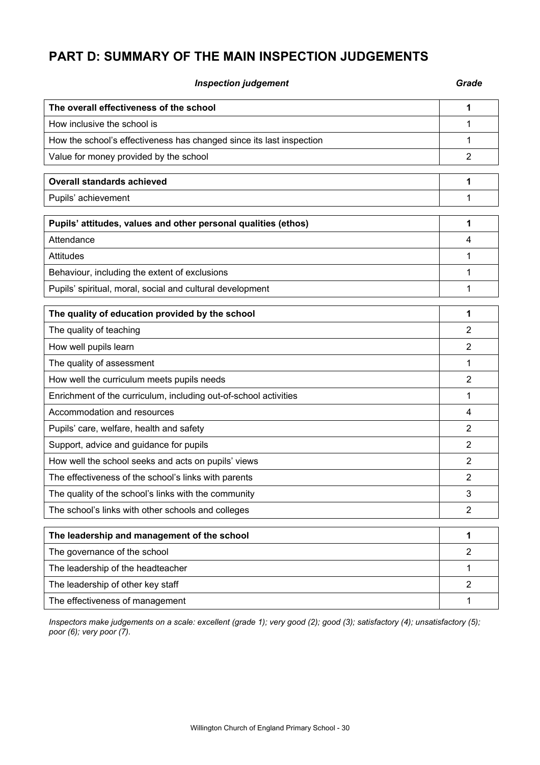# PART D: SUMMARY OF THE MAIN INSPECTION JUDGEMENTS

| *Inspection judgement* | *Grade* |
|---|---|
| **The overall effectiveness of the school** | **1** |
| How inclusive the school is | 1 |
| How the school's effectiveness has changed since its last inspection | 1 |
| Value for money provided by the school | 2 |
| **Overall standards achieved** | **1** |
| Pupils' achievement | 1 |
| **Pupils' attitudes, values and other personal qualities (ethos)** | **1** |
| Attendance | 4 |
| Attitudes | 1 |
| Behaviour, including the extent of exclusions | 1 |
| Pupils' spiritual, moral, social and cultural development | 1 |
| **The quality of education provided by the school** | **1** |
| The quality of teaching | 2 |
| How well pupils learn | 2 |
| The quality of assessment | 1 |
| How well the curriculum meets pupils needs | 2 |
| Enrichment of the curriculum, including out-of-school activities | 1 |
| Accommodation and resources | 4 |
| Pupils' care, welfare, health and safety | 2 |
| Support, advice and guidance for pupils | 2 |
| How well the school seeks and acts on pupils' views | 2 |
| The effectiveness of the school's links with parents | 2 |
| The quality of the school's links with the community | 3 |
| The school's links with other schools and colleges | 2 |
| **The leadership and management of the school** | **1** |
| The governance of the school | 2 |
| The leadership of the headteacher | 1 |
| The leadership of other key staff | 2 |
| The effectiveness of management | 1 |

*Inspectors make judgements on a scale: excellent (grade 1); very good (2); good (3); satisfactory (4); unsatisfactory (5); poor (6); very poor (7).*